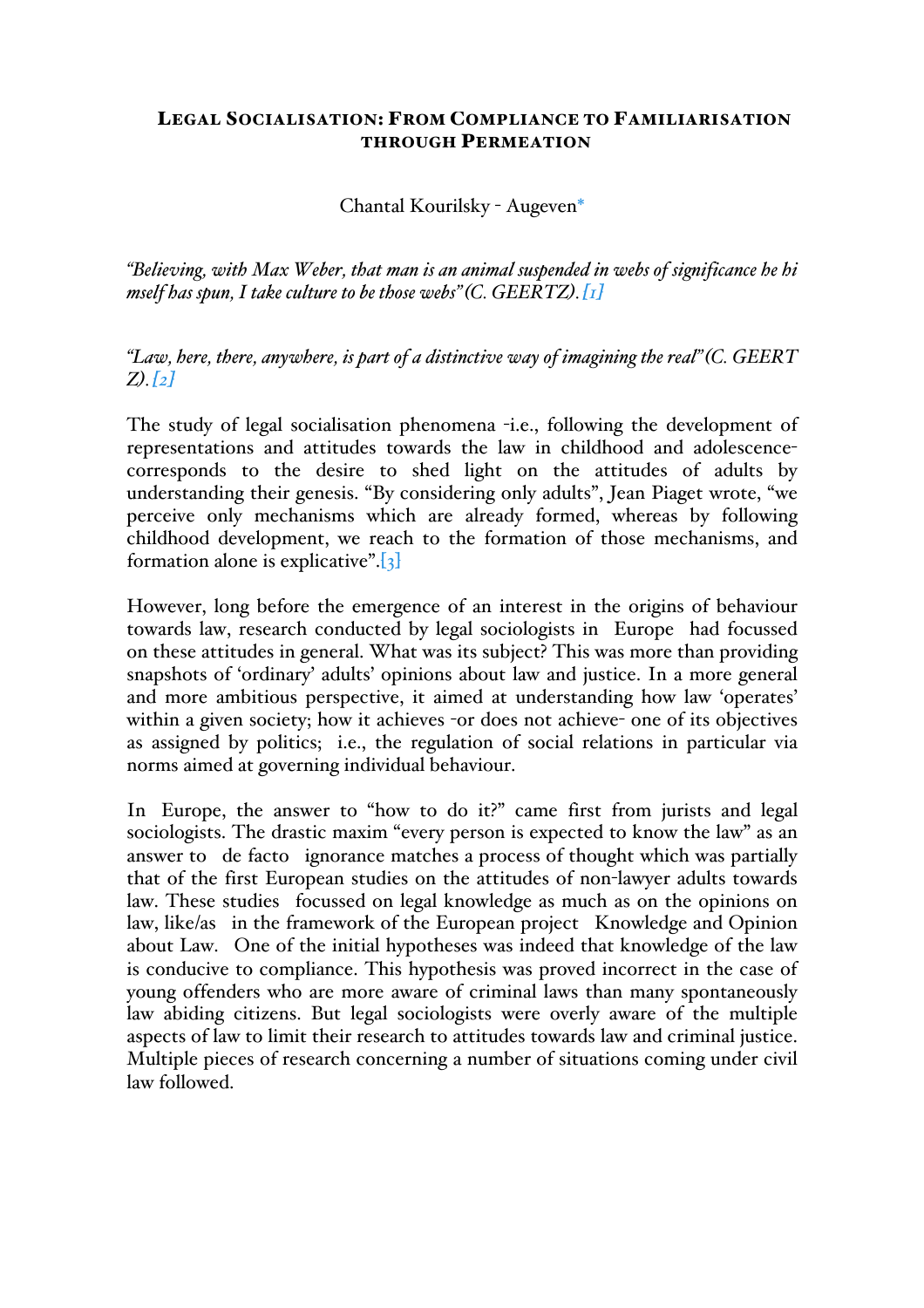# Legal Socialisation: From Compliance to Familiarisation through Permeation

Chantal Kourilsky - Augeven*

*"Believing, with Max Weber, that man is an animal suspended in webs of significance he himself has spun, I take culture to be those webs" (C. GEERTZ).[1]*

*"Law, here, there, anywhere, is part of a distinctive way of imagining the real" (C. GEERTZ).[2]*

The study of legal socialisation phenomena -i.e., following the development of representations and attitudes towards the law in childhood and adolescence- corresponds to the desire to shed light on the attitudes of adults by understanding their genesis. "By considering only adults", Jean Piaget wrote, "we perceive only mechanisms which are already formed, whereas by following childhood development, we reach to the formation of those mechanisms, and formation alone is explicative".[3]

However, long before the emergence of an interest in the origins of behaviour towards law, research conducted by legal sociologists in Europe had focussed on these attitudes in general. What was its subject? This was more than providing snapshots of 'ordinary' adults' opinions about law and justice. In a more general and more ambitious perspective, it aimed at understanding how law 'operates' within a given society; how it achieves -or does not achieve- one of its objectives as assigned by politics; i.e., the regulation of social relations in particular via norms aimed at governing individual behaviour.

In Europe, the answer to "how to do it?" came first from jurists and legal sociologists. The drastic maxim "every person is expected to know the law" as an answer to de facto ignorance matches a process of thought which was partially that of the first European studies on the attitudes of non-lawyer adults towards law. These studies focussed on legal knowledge as much as on the opinions on law, like/as in the framework of the European project Knowledge and Opinion about Law. One of the initial hypotheses was indeed that knowledge of the law is conducive to compliance. This hypothesis was proved incorrect in the case of young offenders who are more aware of criminal laws than many spontaneously law abiding citizens. But legal sociologists were overly aware of the multiple aspects of law to limit their research to attitudes towards law and criminal justice. Multiple pieces of research concerning a number of situations coming under civil law followed.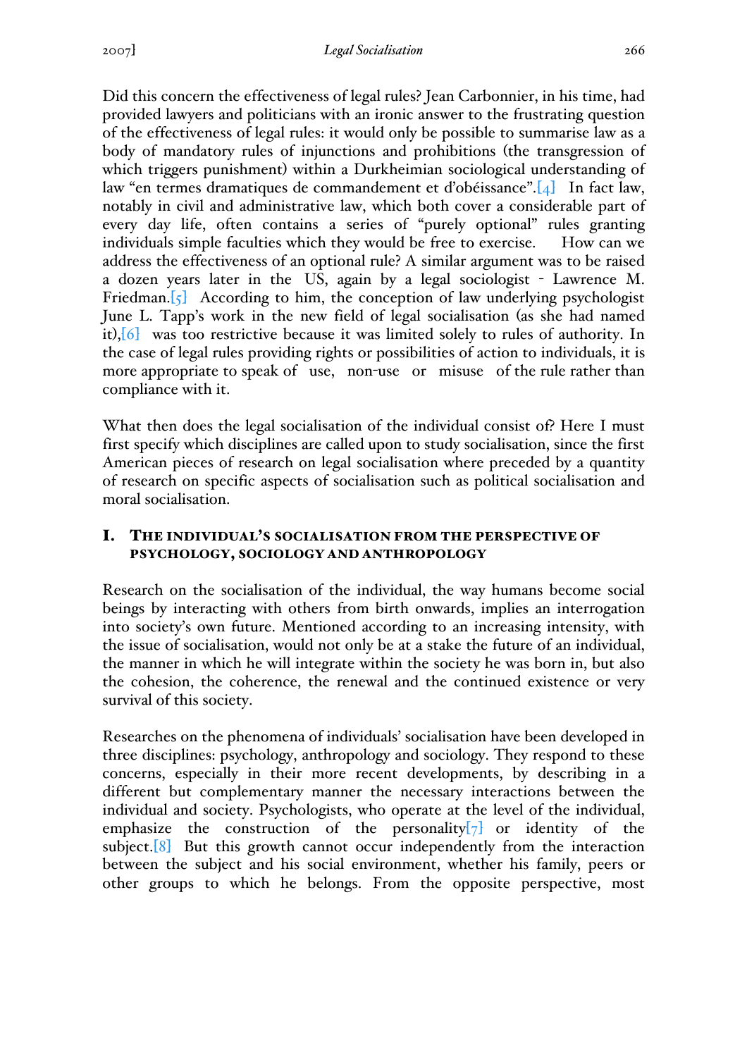Did this concern the effectiveness of legal rules? Jean Carbonnier, in his time, had provided lawyers and politicians with an ironic answer to the frustrating question of the effectiveness of legal rules: it would only be possible to summarise law as a body of mandatory rules of injunctions and prohibitions (the transgression of which triggers punishment) within a Durkheimian sociological understanding of law "en termes dramatiques de commandement et d'obéissance".[4] In fact law, notably in civil and administrative law, which both cover a considerable part of every day life, often contains a series of "purely optional" rules granting individuals simple faculties which they would be free to exercise. How can we address the effectiveness of an optional rule? A similar argument was to be raised a dozen years later in the US, again by a legal sociologist - Lawrence M. Friedman.[5] According to him, the conception of law underlying psychologist June L. Tapp's work in the new field of legal socialisation (as she had named it),[6] was too restrictive because it was limited solely to rules of authority. In the case of legal rules providing rights or possibilities of action to individuals, it is more appropriate to speak of use, non-use or misuse of the rule rather than compliance with it.

What then does the legal socialisation of the individual consist of? Here I must first specify which disciplines are called upon to study socialisation, since the first American pieces of research on legal socialisation where preceded by a quantity of research on specific aspects of socialisation such as political socialisation and moral socialisation.

## I. The individual's socialisation from the perspective of psychology, sociology and anthropology

Research on the socialisation of the individual, the way humans become social beings by interacting with others from birth onwards, implies an interrogation into society's own future. Mentioned according to an increasing intensity, with the issue of socialisation, would not only be at a stake the future of an individual, the manner in which he will integrate within the society he was born in, but also the cohesion, the coherence, the renewal and the continued existence or very survival of this society.

Researches on the phenomena of individuals' socialisation have been developed in three disciplines: psychology, anthropology and sociology. They respond to these concerns, especially in their more recent developments, by describing in a different but complementary manner the necessary interactions between the individual and society. Psychologists, who operate at the level of the individual, emphasize the construction of the personality[7] or identity of the subject.[8] But this growth cannot occur independently from the interaction between the subject and his social environment, whether his family, peers or other groups to which he belongs. From the opposite perspective, most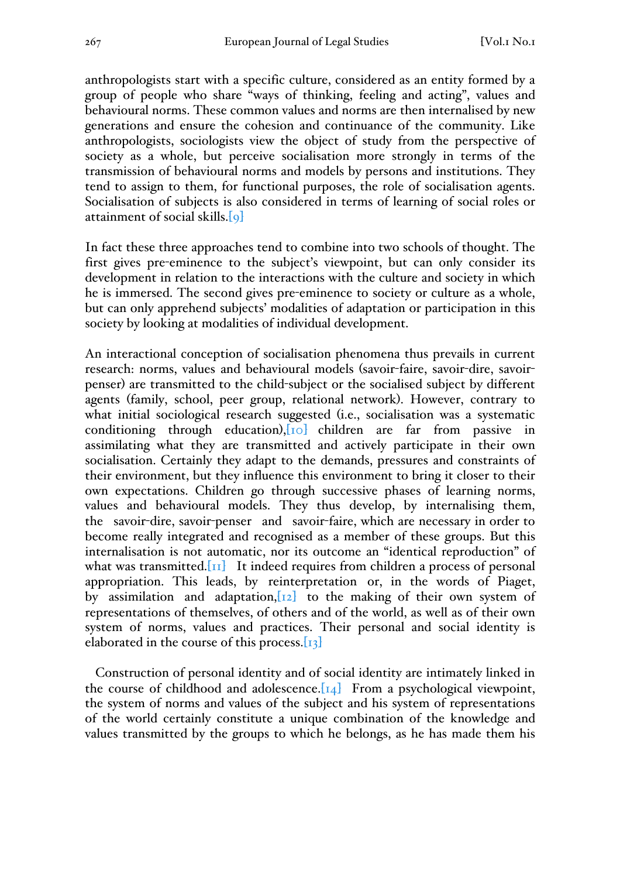anthropologists start with a specific culture, considered as an entity formed by a group of people who share "ways of thinking, feeling and acting", values and behavioural norms. These common values and norms are then internalised by new generations and ensure the cohesion and continuance of the community. Like anthropologists, sociologists view the object of study from the perspective of society as a whole, but perceive socialisation more strongly in terms of the transmission of behavioural norms and models by persons and institutions. They tend to assign to them, for functional purposes, the role of socialisation agents. Socialisation of subjects is also considered in terms of learning of social roles or attainment of social skills.[9]

In fact these three approaches tend to combine into two schools of thought. The first gives pre-eminence to the subject's viewpoint, but can only consider its development in relation to the interactions with the culture and society in which he is immersed. The second gives pre-eminence to society or culture as a whole, but can only apprehend subjects' modalities of adaptation or participation in this society by looking at modalities of individual development.

An interactional conception of socialisation phenomena thus prevails in current research: norms, values and behavioural models (savoir-faire, savoir-dire, savoir-penser) are transmitted to the child-subject or the socialised subject by different agents (family, school, peer group, relational network). However, contrary to what initial sociological research suggested (i.e., socialisation was a systematic conditioning through education),[10] children are far from passive in assimilating what they are transmitted and actively participate in their own socialisation. Certainly they adapt to the demands, pressures and constraints of their environment, but they influence this environment to bring it closer to their own expectations. Children go through successive phases of learning norms, values and behavioural models. They thus develop, by internalising them, the savoir-dire, savoir-penser and savoir-faire, which are necessary in order to become really integrated and recognised as a member of these groups. But this internalisation is not automatic, nor its outcome an "identical reproduction" of what was transmitted.[11] It indeed requires from children a process of personal appropriation. This leads, by reinterpretation or, in the words of Piaget, by assimilation and adaptation,[12] to the making of their own system of representations of themselves, of others and of the world, as well as of their own system of norms, values and practices. Their personal and social identity is elaborated in the course of this process.[13]

Construction of personal identity and of social identity are intimately linked in the course of childhood and adolescence.[14] From a psychological viewpoint, the system of norms and values of the subject and his system of representations of the world certainly constitute a unique combination of the knowledge and values transmitted by the groups to which he belongs, as he has made them his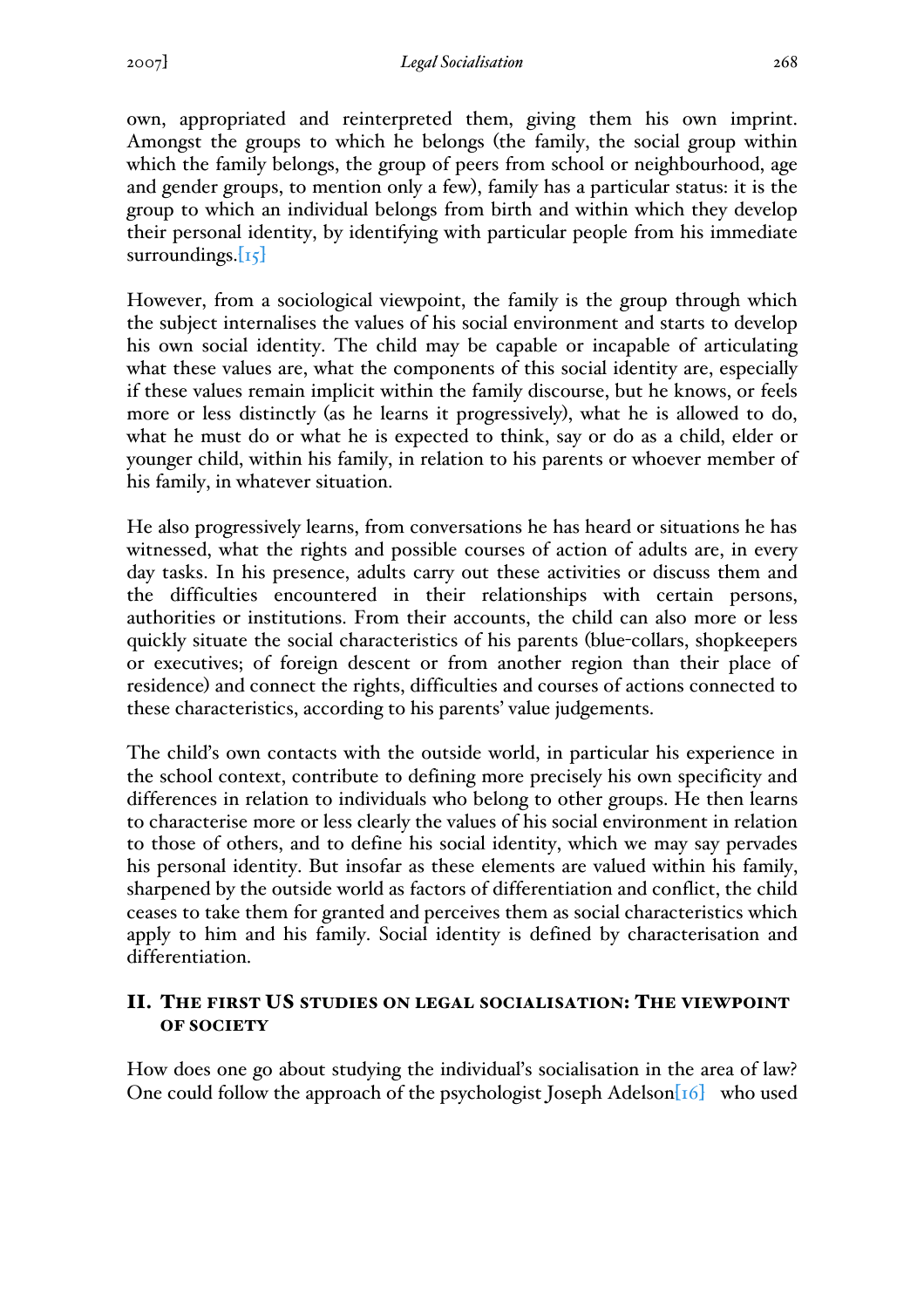own, appropriated and reinterpreted them, giving them his own imprint. Amongst the groups to which he belongs (the family, the social group within which the family belongs, the group of peers from school or neighbourhood, age and gender groups, to mention only a few), family has a particular status: it is the group to which an individual belongs from birth and within which they develop their personal identity, by identifying with particular people from his immediate surroundings.[15]

However, from a sociological viewpoint, the family is the group through which the subject internalises the values of his social environment and starts to develop his own social identity. The child may be capable or incapable of articulating what these values are, what the components of this social identity are, especially if these values remain implicit within the family discourse, but he knows, or feels more or less distinctly (as he learns it progressively), what he is allowed to do, what he must do or what he is expected to think, say or do as a child, elder or younger child, within his family, in relation to his parents or whoever member of his family, in whatever situation.

He also progressively learns, from conversations he has heard or situations he has witnessed, what the rights and possible courses of action of adults are, in every day tasks. In his presence, adults carry out these activities or discuss them and the difficulties encountered in their relationships with certain persons, authorities or institutions. From their accounts, the child can also more or less quickly situate the social characteristics of his parents (blue-collars, shopkeepers or executives; of foreign descent or from another region than their place of residence) and connect the rights, difficulties and courses of actions connected to these characteristics, according to his parents' value judgements.

The child's own contacts with the outside world, in particular his experience in the school context, contribute to defining more precisely his own specificity and differences in relation to individuals who belong to other groups. He then learns to characterise more or less clearly the values of his social environment in relation to those of others, and to define his social identity, which we may say pervades his personal identity. But insofar as these elements are valued within his family, sharpened by the outside world as factors of differentiation and conflict, the child ceases to take them for granted and perceives them as social characteristics which apply to him and his family. Social identity is defined by characterisation and differentiation.

## II. The first US studies on legal socialisation: The viewpoint of society

How does one go about studying the individual's socialisation in the area of law? One could follow the approach of the psychologist Joseph Adelson[16] who used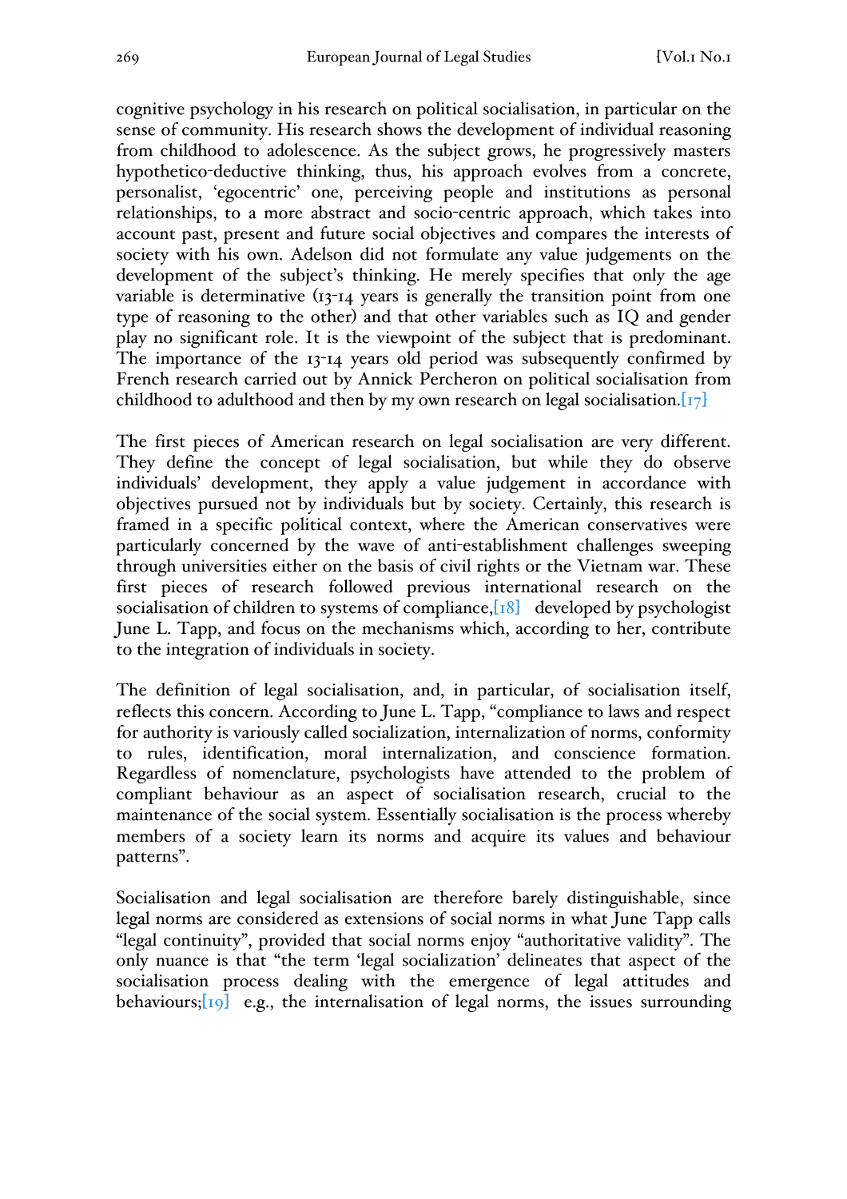cognitive psychology in his research on political socialisation, in particular on the sense of community. His research shows the development of individual reasoning from childhood to adolescence. As the subject grows, he progressively masters hypothetico-deductive thinking, thus, his approach evolves from a concrete, personalist, 'egocentric' one, perceiving people and institutions as personal relationships, to a more abstract and socio-centric approach, which takes into account past, present and future social objectives and compares the interests of society with his own. Adelson did not formulate any value judgements on the development of the subject's thinking. He merely specifies that only the age variable is determinative (13-14 years is generally the transition point from one type of reasoning to the other) and that other variables such as IQ and gender play no significant role. It is the viewpoint of the subject that is predominant. The importance of the 13-14 years old period was subsequently confirmed by French research carried out by Annick Percheron on political socialisation from childhood to adulthood and then by my own research on legal socialisation.[17]

The first pieces of American research on legal socialisation are very different. They define the concept of legal socialisation, but while they do observe individuals' development, they apply a value judgement in accordance with objectives pursued not by individuals but by society. Certainly, this research is framed in a specific political context, where the American conservatives were particularly concerned by the wave of anti-establishment challenges sweeping through universities either on the basis of civil rights or the Vietnam war. These first pieces of research followed previous international research on the socialisation of children to systems of compliance,[18] developed by psychologist June L. Tapp, and focus on the mechanisms which, according to her, contribute to the integration of individuals in society.

The definition of legal socialisation, and, in particular, of socialisation itself, reflects this concern. According to June L. Tapp, "compliance to laws and respect for authority is variously called socialization, internalization of norms, conformity to rules, identification, moral internalization, and conscience formation. Regardless of nomenclature, psychologists have attended to the problem of compliant behaviour as an aspect of socialisation research, crucial to the maintenance of the social system. Essentially socialisation is the process whereby members of a society learn its norms and acquire its values and behaviour patterns".

Socialisation and legal socialisation are therefore barely distinguishable, since legal norms are considered as extensions of social norms in what June Tapp calls "legal continuity", provided that social norms enjoy "authoritative validity". The only nuance is that "the term 'legal socialization' delineates that aspect of the socialisation process dealing with the emergence of legal attitudes and behaviours;[19] e.g., the internalisation of legal norms, the issues surrounding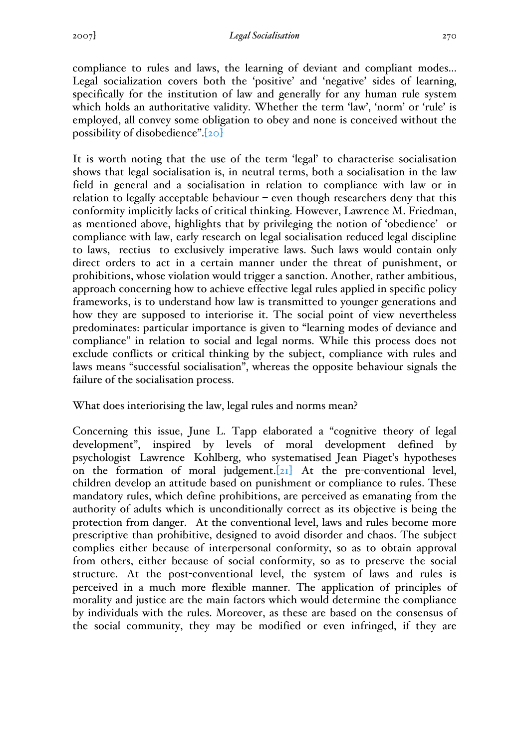compliance to rules and laws, the learning of deviant and compliant modes... Legal socialization covers both the 'positive' and 'negative' sides of learning, specifically for the institution of law and generally for any human rule system which holds an authoritative validity. Whether the term 'law', 'norm' or 'rule' is employed, all convey some obligation to obey and none is conceived without the possibility of disobedience".[20]

It is worth noting that the use of the term 'legal' to characterise socialisation shows that legal socialisation is, in neutral terms, both a socialisation in the law field in general and a socialisation in relation to compliance with law or in relation to legally acceptable behaviour – even though researchers deny that this conformity implicitly lacks of critical thinking. However, Lawrence M. Friedman, as mentioned above, highlights that by privileging the notion of 'obedience' or compliance with law, early research on legal socialisation reduced legal discipline to laws, rectius to exclusively imperative laws. Such laws would contain only direct orders to act in a certain manner under the threat of punishment, or prohibitions, whose violation would trigger a sanction. Another, rather ambitious, approach concerning how to achieve effective legal rules applied in specific policy frameworks, is to understand how law is transmitted to younger generations and how they are supposed to interiorise it. The social point of view nevertheless predominates: particular importance is given to "learning modes of deviance and compliance" in relation to social and legal norms. While this process does not exclude conflicts or critical thinking by the subject, compliance with rules and laws means "successful socialisation", whereas the opposite behaviour signals the failure of the socialisation process.

What does interiorising the law, legal rules and norms mean?

Concerning this issue, June L. Tapp elaborated a "cognitive theory of legal development", inspired by levels of moral development defined by psychologist Lawrence Kohlberg, who systematised Jean Piaget's hypotheses on the formation of moral judgement.[21] At the pre-conventional level, children develop an attitude based on punishment or compliance to rules. These mandatory rules, which define prohibitions, are perceived as emanating from the authority of adults which is unconditionally correct as its objective is being the protection from danger. At the conventional level, laws and rules become more prescriptive than prohibitive, designed to avoid disorder and chaos. The subject complies either because of interpersonal conformity, so as to obtain approval from others, either because of social conformity, so as to preserve the social structure. At the post-conventional level, the system of laws and rules is perceived in a much more flexible manner. The application of principles of morality and justice are the main factors which would determine the compliance by individuals with the rules. Moreover, as these are based on the consensus of the social community, they may be modified or even infringed, if they are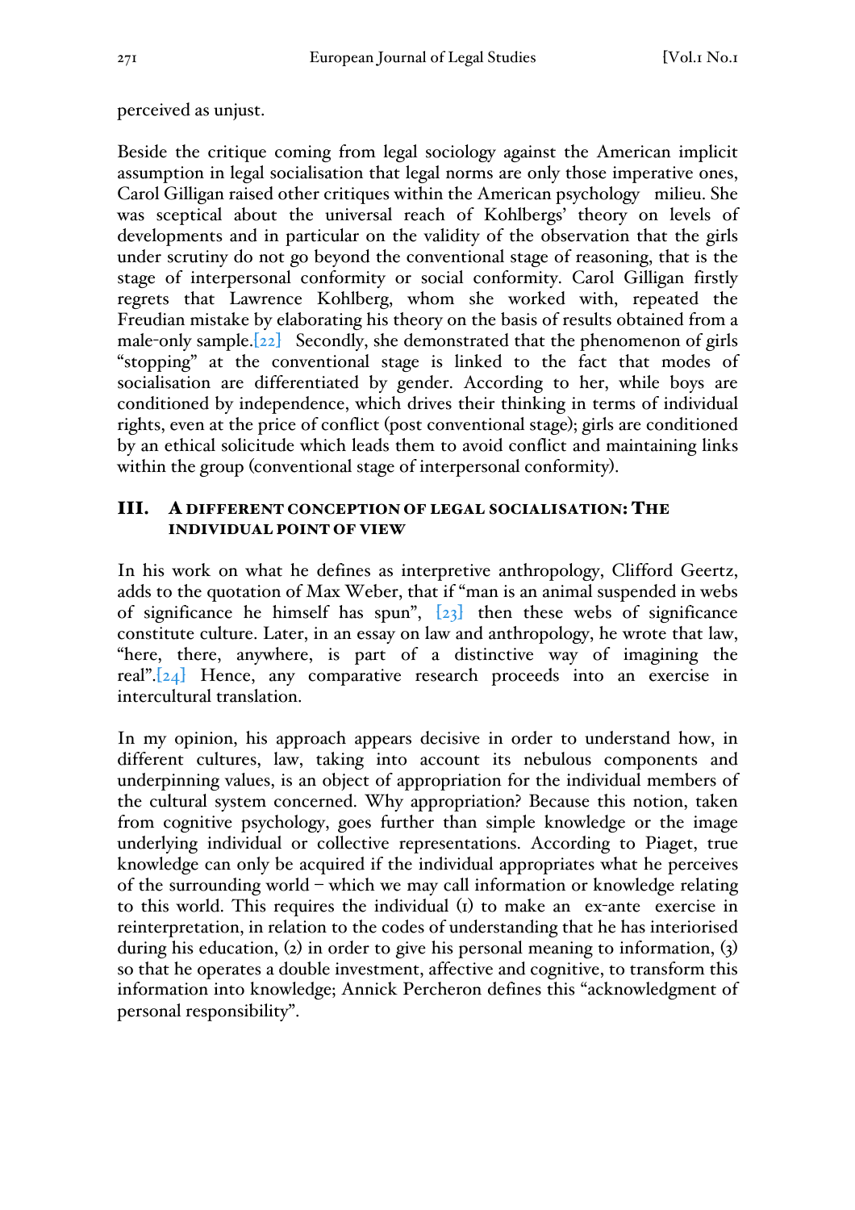perceived as unjust.

Beside the critique coming from legal sociology against the American implicit assumption in legal socialisation that legal norms are only those imperative ones, Carol Gilligan raised other critiques within the American psychology milieu. She was sceptical about the universal reach of Kohlbergs' theory on levels of developments and in particular on the validity of the observation that the girls under scrutiny do not go beyond the conventional stage of reasoning, that is the stage of interpersonal conformity or social conformity. Carol Gilligan firstly regrets that Lawrence Kohlberg, whom she worked with, repeated the Freudian mistake by elaborating his theory on the basis of results obtained from a male-only sample.[22] Secondly, she demonstrated that the phenomenon of girls "stopping" at the conventional stage is linked to the fact that modes of socialisation are differentiated by gender. According to her, while boys are conditioned by independence, which drives their thinking in terms of individual rights, even at the price of conflict (post conventional stage); girls are conditioned by an ethical solicitude which leads them to avoid conflict and maintaining links within the group (conventional stage of interpersonal conformity).

## III. A DIFFERENT CONCEPTION OF LEGAL SOCIALISATION: THE INDIVIDUAL POINT OF VIEW

In his work on what he defines as interpretive anthropology, Clifford Geertz, adds to the quotation of Max Weber, that if "man is an animal suspended in webs of significance he himself has spun", [23] then these webs of significance constitute culture. Later, in an essay on law and anthropology, he wrote that law, "here, there, anywhere, is part of a distinctive way of imagining the real".[24] Hence, any comparative research proceeds into an exercise in intercultural translation.

In my opinion, his approach appears decisive in order to understand how, in different cultures, law, taking into account its nebulous components and underpinning values, is an object of appropriation for the individual members of the cultural system concerned. Why appropriation? Because this notion, taken from cognitive psychology, goes further than simple knowledge or the image underlying individual or collective representations. According to Piaget, true knowledge can only be acquired if the individual appropriates what he perceives of the surrounding world – which we may call information or knowledge relating to this world. This requires the individual (1) to make an ex-ante exercise in reinterpretation, in relation to the codes of understanding that he has interiorised during his education, (2) in order to give his personal meaning to information, (3) so that he operates a double investment, affective and cognitive, to transform this information into knowledge; Annick Percheron defines this "acknowledgment of personal responsibility".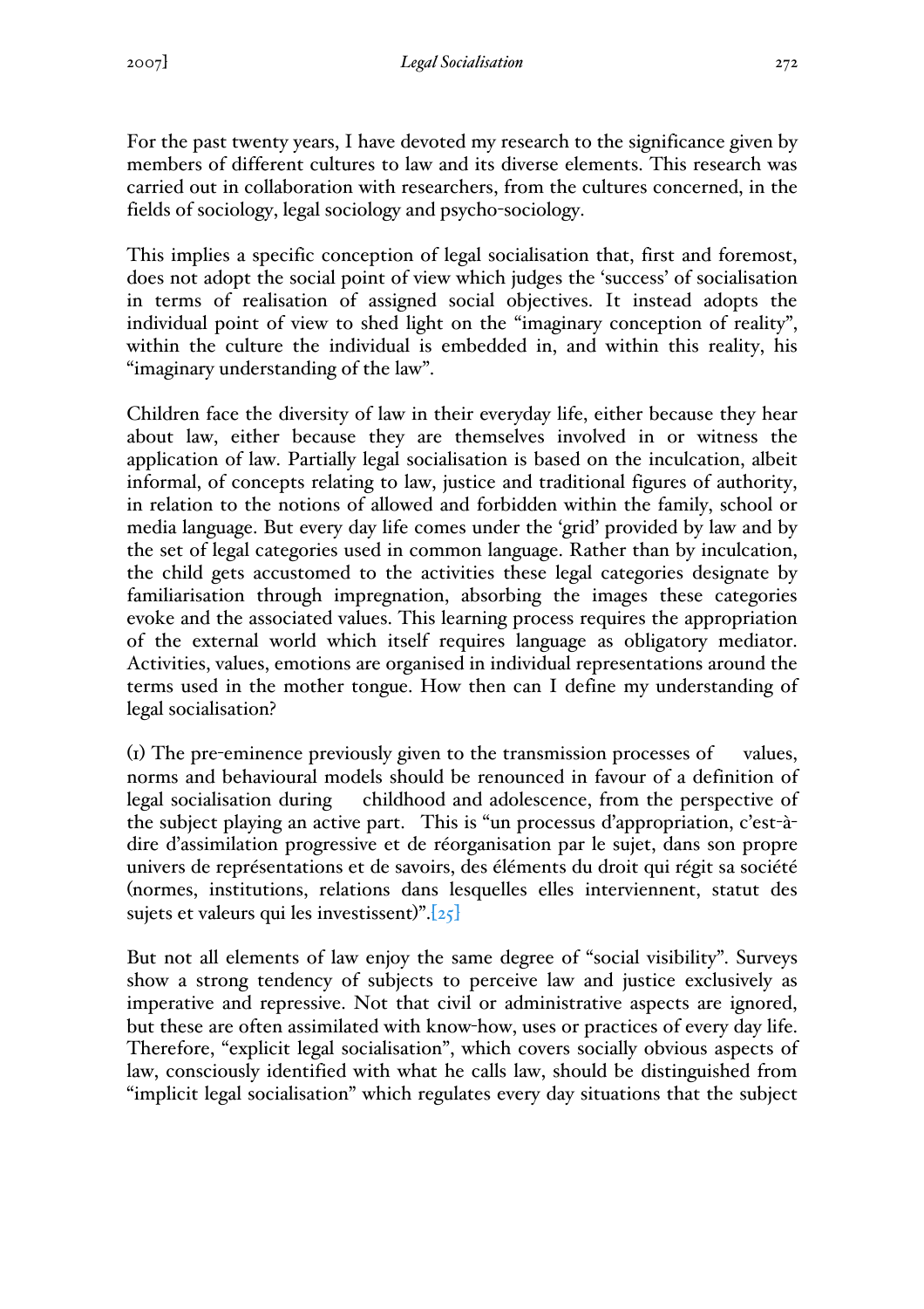For the past twenty years, I have devoted my research to the significance given by members of different cultures to law and its diverse elements. This research was carried out in collaboration with researchers, from the cultures concerned, in the fields of sociology, legal sociology and psycho-sociology.

This implies a specific conception of legal socialisation that, first and foremost, does not adopt the social point of view which judges the 'success' of socialisation in terms of realisation of assigned social objectives. It instead adopts the individual point of view to shed light on the "imaginary conception of reality", within the culture the individual is embedded in, and within this reality, his "imaginary understanding of the law".

Children face the diversity of law in their everyday life, either because they hear about law, either because they are themselves involved in or witness the application of law. Partially legal socialisation is based on the inculcation, albeit informal, of concepts relating to law, justice and traditional figures of authority, in relation to the notions of allowed and forbidden within the family, school or media language. But every day life comes under the 'grid' provided by law and by the set of legal categories used in common language. Rather than by inculcation, the child gets accustomed to the activities these legal categories designate by familiarisation through impregnation, absorbing the images these categories evoke and the associated values. This learning process requires the appropriation of the external world which itself requires language as obligatory mediator. Activities, values, emotions are organised in individual representations around the terms used in the mother tongue. How then can I define my understanding of legal socialisation?

(1) The pre-eminence previously given to the transmission processes of values, norms and behavioural models should be renounced in favour of a definition of legal socialisation during childhood and adolescence, from the perspective of the subject playing an active part. This is "un processus d'appropriation, c'est-à-dire d'assimilation progressive et de réorganisation par le sujet, dans son propre univers de représentations et de savoirs, des éléments du droit qui régit sa société (normes, institutions, relations dans lesquelles elles interviennent, statut des sujets et valeurs qui les investissent)".[25]

But not all elements of law enjoy the same degree of "social visibility". Surveys show a strong tendency of subjects to perceive law and justice exclusively as imperative and repressive. Not that civil or administrative aspects are ignored, but these are often assimilated with know-how, uses or practices of every day life. Therefore, "explicit legal socialisation", which covers socially obvious aspects of law, consciously identified with what he calls law, should be distinguished from "implicit legal socialisation" which regulates every day situations that the subject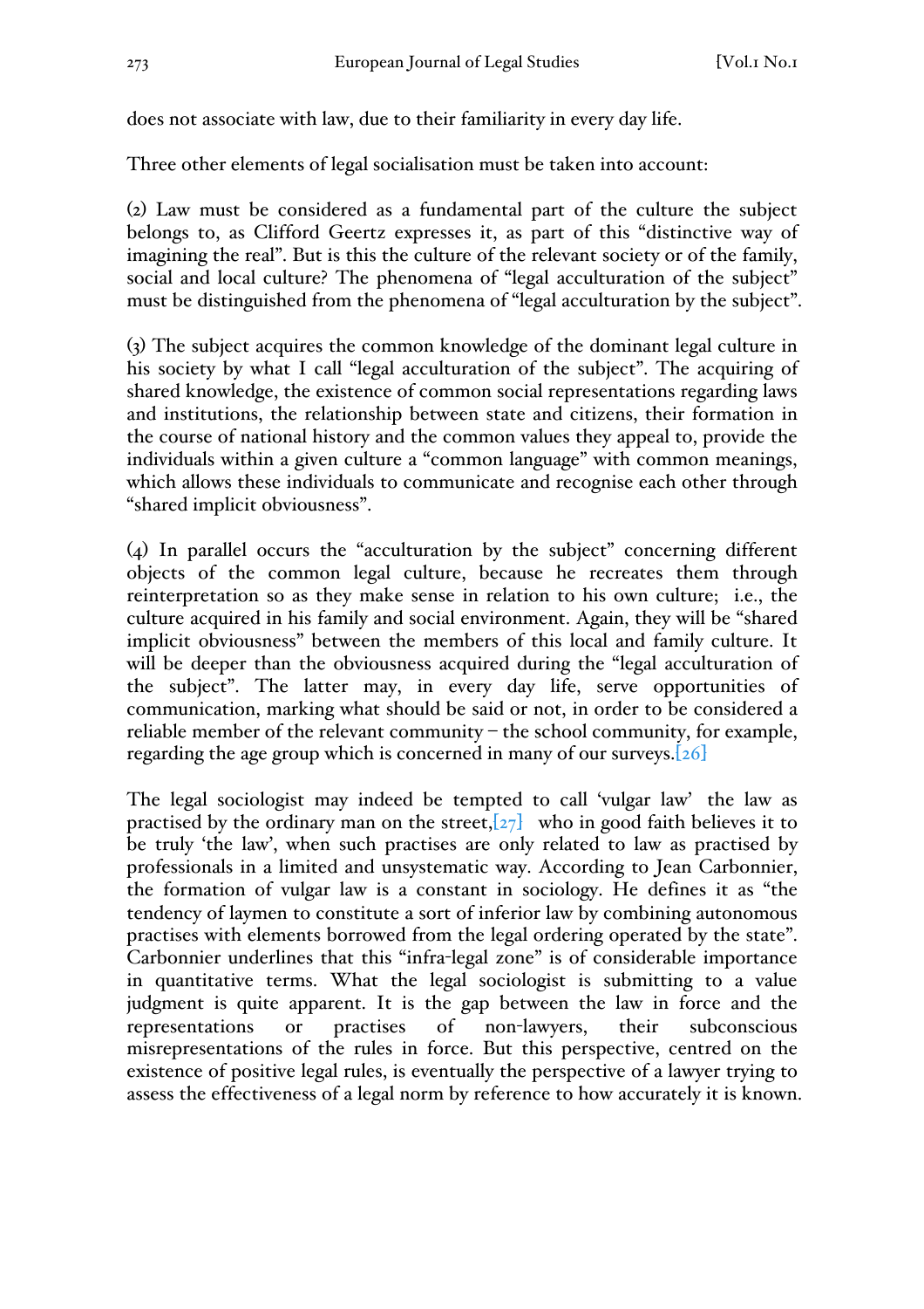does not associate with law, due to their familiarity in every day life.

Three other elements of legal socialisation must be taken into account:

(2) Law must be considered as a fundamental part of the culture the subject belongs to, as Clifford Geertz expresses it, as part of this "distinctive way of imagining the real". But is this the culture of the relevant society or of the family, social and local culture? The phenomena of "legal acculturation of the subject" must be distinguished from the phenomena of "legal acculturation by the subject".

(3) The subject acquires the common knowledge of the dominant legal culture in his society by what I call "legal acculturation of the subject". The acquiring of shared knowledge, the existence of common social representations regarding laws and institutions, the relationship between state and citizens, their formation in the course of national history and the common values they appeal to, provide the individuals within a given culture a "common language" with common meanings, which allows these individuals to communicate and recognise each other through "shared implicit obviousness".

(4) In parallel occurs the "acculturation by the subject" concerning different objects of the common legal culture, because he recreates them through reinterpretation so as they make sense in relation to his own culture; i.e., the culture acquired in his family and social environment. Again, they will be "shared implicit obviousness" between the members of this local and family culture. It will be deeper than the obviousness acquired during the "legal acculturation of the subject". The latter may, in every day life, serve opportunities of communication, marking what should be said or not, in order to be considered a reliable member of the relevant community – the school community, for example, regarding the age group which is concerned in many of our surveys.[26]

The legal sociologist may indeed be tempted to call 'vulgar law' the law as practised by the ordinary man on the street,[27] who in good faith believes it to be truly 'the law', when such practises are only related to law as practised by professionals in a limited and unsystematic way. According to Jean Carbonnier, the formation of vulgar law is a constant in sociology. He defines it as "the tendency of laymen to constitute a sort of inferior law by combining autonomous practises with elements borrowed from the legal ordering operated by the state". Carbonnier underlines that this "infra-legal zone" is of considerable importance in quantitative terms. What the legal sociologist is submitting to a value judgment is quite apparent. It is the gap between the law in force and the representations or practises of non-lawyers, their subconscious misrepresentations of the rules in force. But this perspective, centred on the existence of positive legal rules, is eventually the perspective of a lawyer trying to assess the effectiveness of a legal norm by reference to how accurately it is known.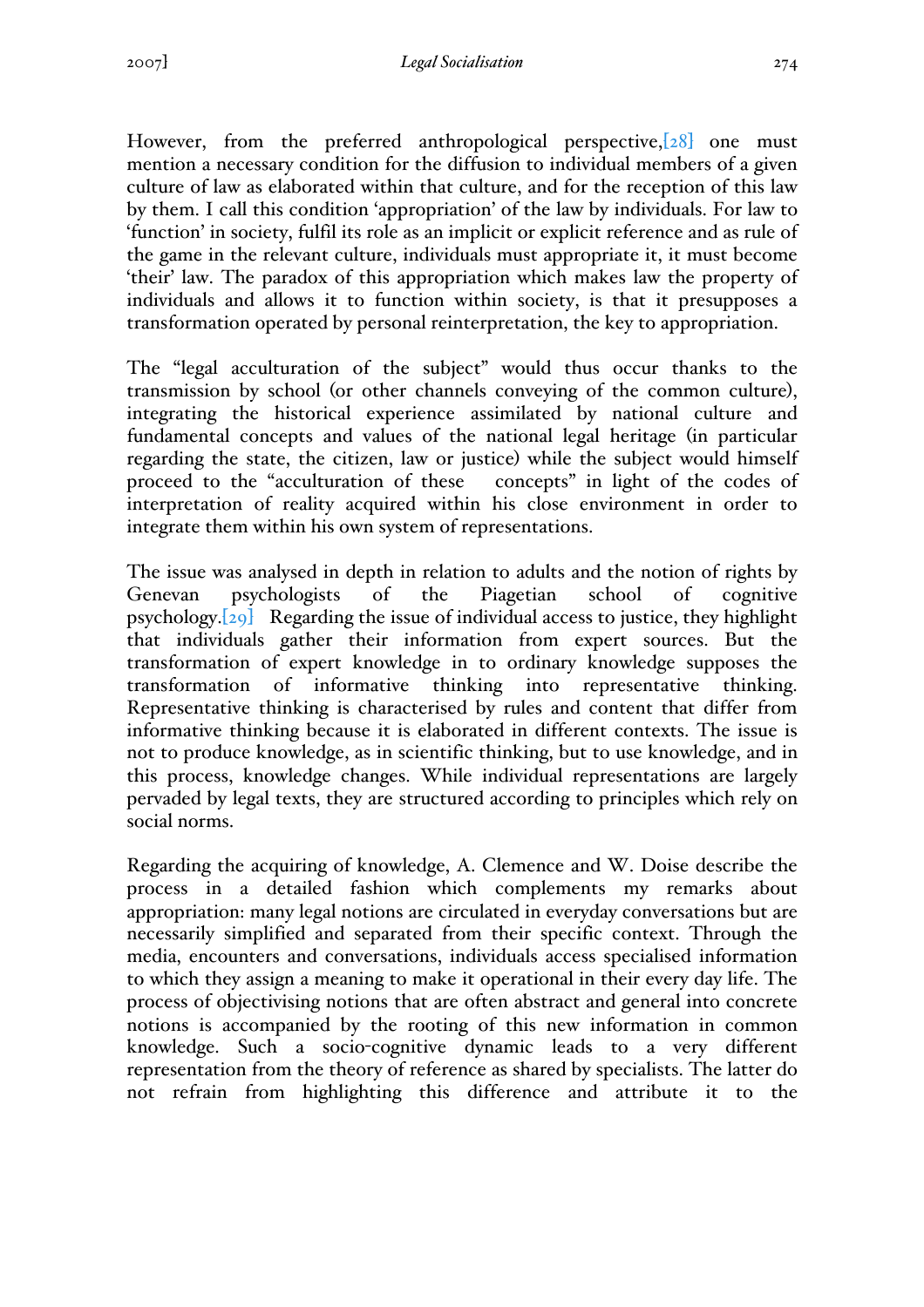However, from the preferred anthropological perspective,[28] one must mention a necessary condition for the diffusion to individual members of a given culture of law as elaborated within that culture, and for the reception of this law by them. I call this condition 'appropriation' of the law by individuals. For law to 'function' in society, fulfil its role as an implicit or explicit reference and as rule of the game in the relevant culture, individuals must appropriate it, it must become 'their' law. The paradox of this appropriation which makes law the property of individuals and allows it to function within society, is that it presupposes a transformation operated by personal reinterpretation, the key to appropriation.

The "legal acculturation of the subject" would thus occur thanks to the transmission by school (or other channels conveying of the common culture), integrating the historical experience assimilated by national culture and fundamental concepts and values of the national legal heritage (in particular regarding the state, the citizen, law or justice) while the subject would himself proceed to the "acculturation of these concepts" in light of the codes of interpretation of reality acquired within his close environment in order to integrate them within his own system of representations.

The issue was analysed in depth in relation to adults and the notion of rights by Genevan psychologists of the Piagetian school of cognitive psychology.[29] Regarding the issue of individual access to justice, they highlight that individuals gather their information from expert sources. But the transformation of expert knowledge in to ordinary knowledge supposes the transformation of informative thinking into representative thinking. Representative thinking is characterised by rules and content that differ from informative thinking because it is elaborated in different contexts. The issue is not to produce knowledge, as in scientific thinking, but to use knowledge, and in this process, knowledge changes. While individual representations are largely pervaded by legal texts, they are structured according to principles which rely on social norms.

Regarding the acquiring of knowledge, A. Clemence and W. Doise describe the process in a detailed fashion which complements my remarks about appropriation: many legal notions are circulated in everyday conversations but are necessarily simplified and separated from their specific context. Through the media, encounters and conversations, individuals access specialised information to which they assign a meaning to make it operational in their every day life. The process of objectivising notions that are often abstract and general into concrete notions is accompanied by the rooting of this new information in common knowledge. Such a socio-cognitive dynamic leads to a very different representation from the theory of reference as shared by specialists. The latter do not refrain from highlighting this difference and attribute it to the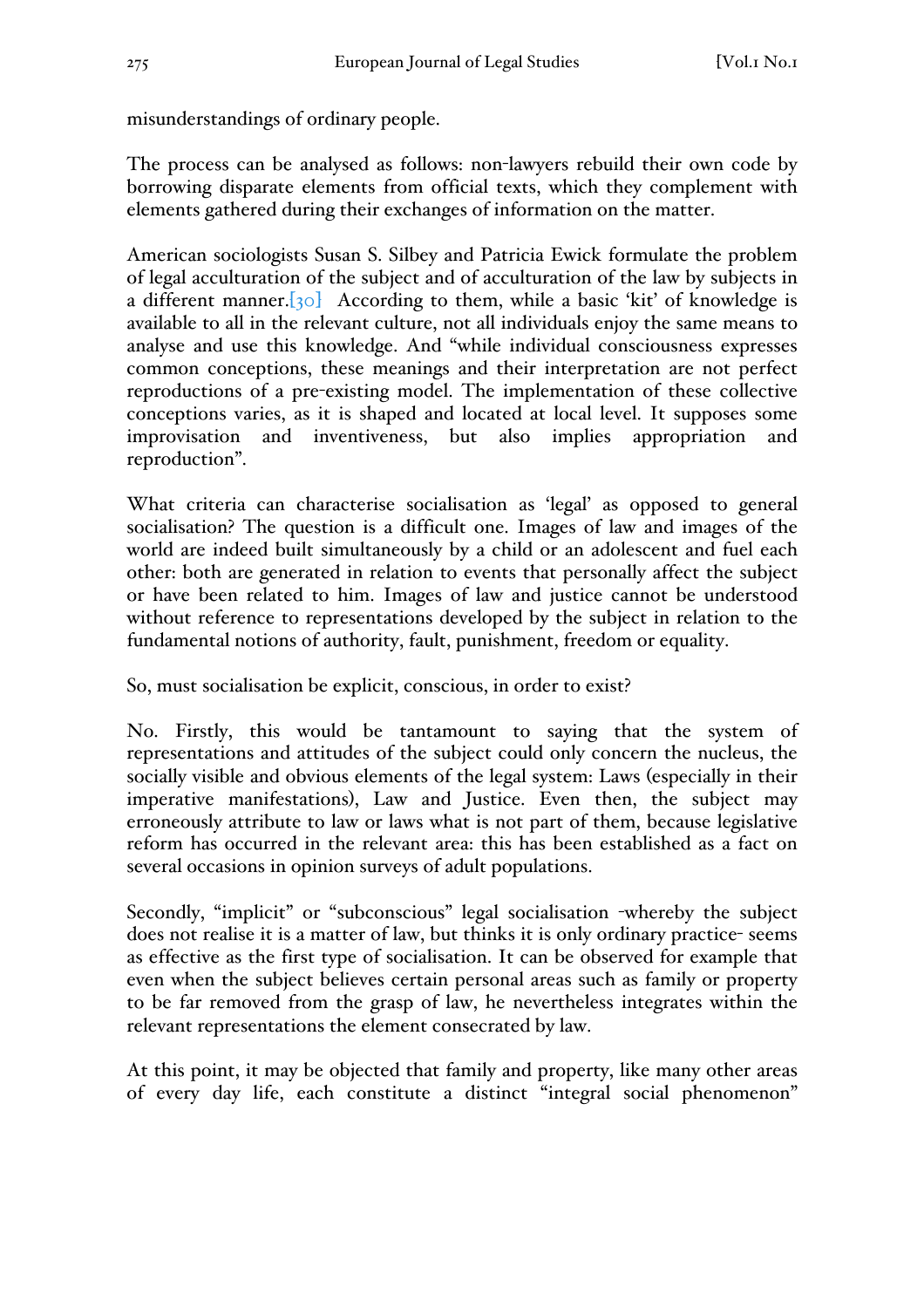misunderstandings of ordinary people.

The process can be analysed as follows: non-lawyers rebuild their own code by borrowing disparate elements from official texts, which they complement with elements gathered during their exchanges of information on the matter.

American sociologists Susan S. Silbey and Patricia Ewick formulate the problem of legal acculturation of the subject and of acculturation of the law by subjects in a different manner.[30] According to them, while a basic 'kit' of knowledge is available to all in the relevant culture, not all individuals enjoy the same means to analyse and use this knowledge. And "while individual consciousness expresses common conceptions, these meanings and their interpretation are not perfect reproductions of a pre-existing model. The implementation of these collective conceptions varies, as it is shaped and located at local level. It supposes some improvisation and inventiveness, but also implies appropriation and reproduction".

What criteria can characterise socialisation as 'legal' as opposed to general socialisation? The question is a difficult one. Images of law and images of the world are indeed built simultaneously by a child or an adolescent and fuel each other: both are generated in relation to events that personally affect the subject or have been related to him. Images of law and justice cannot be understood without reference to representations developed by the subject in relation to the fundamental notions of authority, fault, punishment, freedom or equality.

So, must socialisation be explicit, conscious, in order to exist?

No. Firstly, this would be tantamount to saying that the system of representations and attitudes of the subject could only concern the nucleus, the socially visible and obvious elements of the legal system: Laws (especially in their imperative manifestations), Law and Justice. Even then, the subject may erroneously attribute to law or laws what is not part of them, because legislative reform has occurred in the relevant area: this has been established as a fact on several occasions in opinion surveys of adult populations.

Secondly, "implicit" or "subconscious" legal socialisation -whereby the subject does not realise it is a matter of law, but thinks it is only ordinary practice- seems as effective as the first type of socialisation. It can be observed for example that even when the subject believes certain personal areas such as family or property to be far removed from the grasp of law, he nevertheless integrates within the relevant representations the element consecrated by law.

At this point, it may be objected that family and property, like many other areas of every day life, each constitute a distinct "integral social phenomenon"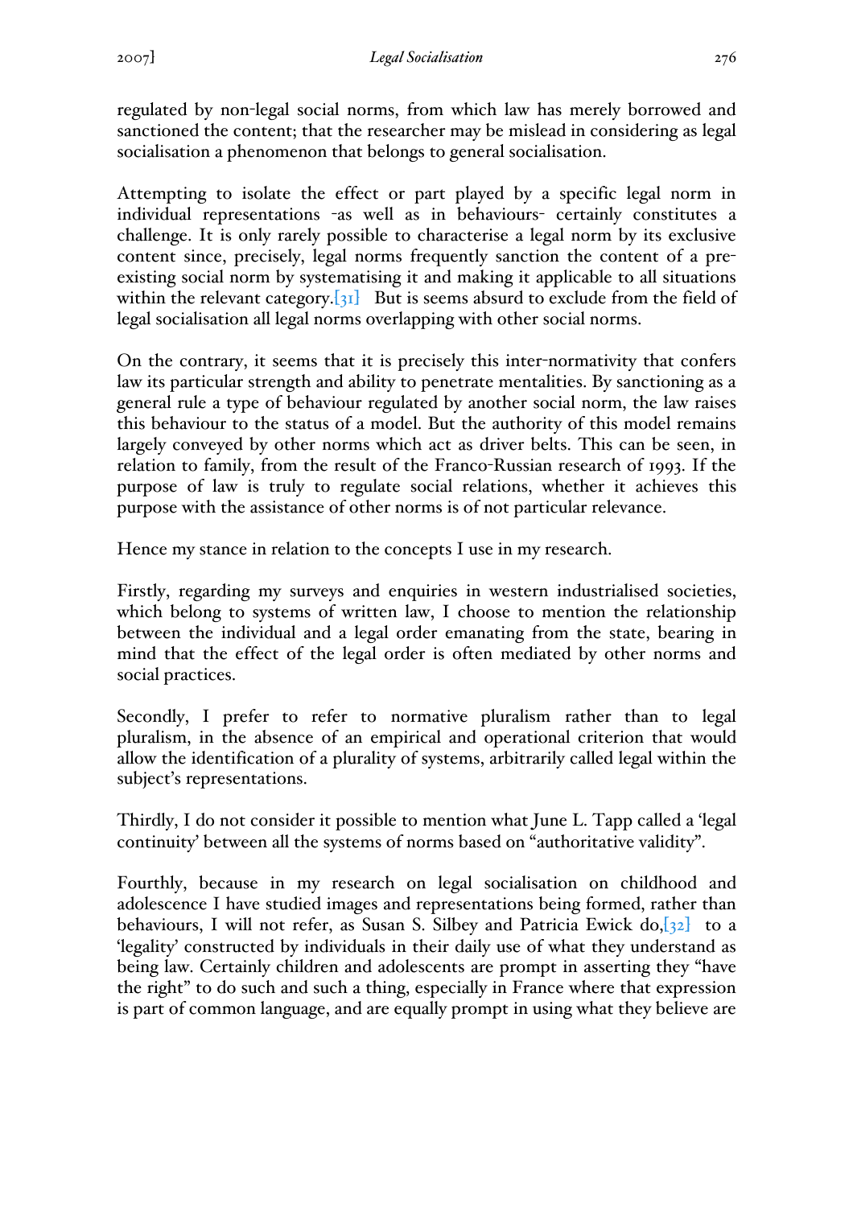regulated by non-legal social norms, from which law has merely borrowed and sanctioned the content; that the researcher may be mislead in considering as legal socialisation a phenomenon that belongs to general socialisation.

Attempting to isolate the effect or part played by a specific legal norm in individual representations -as well as in behaviours- certainly constitutes a challenge. It is only rarely possible to characterise a legal norm by its exclusive content since, precisely, legal norms frequently sanction the content of a pre-existing social norm by systematising it and making it applicable to all situations within the relevant category.[31] But is seems absurd to exclude from the field of legal socialisation all legal norms overlapping with other social norms.

On the contrary, it seems that it is precisely this inter-normativity that confers law its particular strength and ability to penetrate mentalities. By sanctioning as a general rule a type of behaviour regulated by another social norm, the law raises this behaviour to the status of a model. But the authority of this model remains largely conveyed by other norms which act as driver belts. This can be seen, in relation to family, from the result of the Franco-Russian research of 1993. If the purpose of law is truly to regulate social relations, whether it achieves this purpose with the assistance of other norms is of not particular relevance.

Hence my stance in relation to the concepts I use in my research.

Firstly, regarding my surveys and enquiries in western industrialised societies, which belong to systems of written law, I choose to mention the relationship between the individual and a legal order emanating from the state, bearing in mind that the effect of the legal order is often mediated by other norms and social practices.

Secondly, I prefer to refer to normative pluralism rather than to legal pluralism, in the absence of an empirical and operational criterion that would allow the identification of a plurality of systems, arbitrarily called legal within the subject's representations.

Thirdly, I do not consider it possible to mention what June L. Tapp called a 'legal continuity' between all the systems of norms based on "authoritative validity".

Fourthly, because in my research on legal socialisation on childhood and adolescence I have studied images and representations being formed, rather than behaviours, I will not refer, as Susan S. Silbey and Patricia Ewick do,[32] to a 'legality' constructed by individuals in their daily use of what they understand as being law. Certainly children and adolescents are prompt in asserting they "have the right" to do such and such a thing, especially in France where that expression is part of common language, and are equally prompt in using what they believe are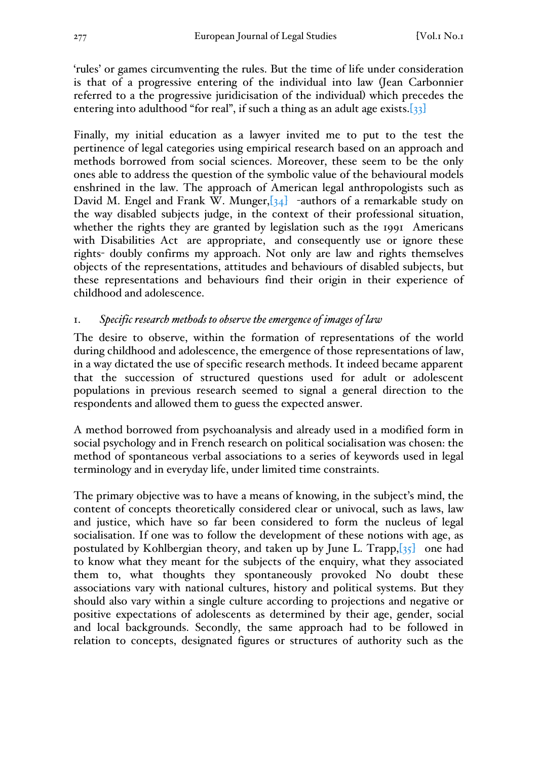'rules' or games circumventing the rules. But the time of life under consideration is that of a progressive entering of the individual into law (Jean Carbonnier referred to a the progressive juridicisation of the individual) which precedes the entering into adulthood "for real", if such a thing as an adult age exists.[33]

Finally, my initial education as a lawyer invited me to put to the test the pertinence of legal categories using empirical research based on an approach and methods borrowed from social sciences. Moreover, these seem to be the only ones able to address the question of the symbolic value of the behavioural models enshrined in the law. The approach of American legal anthropologists such as David M. Engel and Frank W. Munger,[34] -authors of a remarkable study on the way disabled subjects judge, in the context of their professional situation, whether the rights they are granted by legislation such as the 1991 Americans with Disabilities Act are appropriate, and consequently use or ignore these rights- doubly confirms my approach. Not only are law and rights themselves objects of the representations, attitudes and behaviours of disabled subjects, but these representations and behaviours find their origin in their experience of childhood and adolescence.

## 1. *Specific research methods to observe the emergence of images of law*

The desire to observe, within the formation of representations of the world during childhood and adolescence, the emergence of those representations of law, in a way dictated the use of specific research methods. It indeed became apparent that the succession of structured questions used for adult or adolescent populations in previous research seemed to signal a general direction to the respondents and allowed them to guess the expected answer.

A method borrowed from psychoanalysis and already used in a modified form in social psychology and in French research on political socialisation was chosen: the method of spontaneous verbal associations to a series of keywords used in legal terminology and in everyday life, under limited time constraints.

The primary objective was to have a means of knowing, in the subject's mind, the content of concepts theoretically considered clear or univocal, such as laws, law and justice, which have so far been considered to form the nucleus of legal socialisation. If one was to follow the development of these notions with age, as postulated by Kohlbergian theory, and taken up by June L. Trapp,[35] one had to know what they meant for the subjects of the enquiry, what they associated them to, what thoughts they spontaneously provoked No doubt these associations vary with national cultures, history and political systems. But they should also vary within a single culture according to projections and negative or positive expectations of adolescents as determined by their age, gender, social and local backgrounds. Secondly, the same approach had to be followed in relation to concepts, designated figures or structures of authority such as the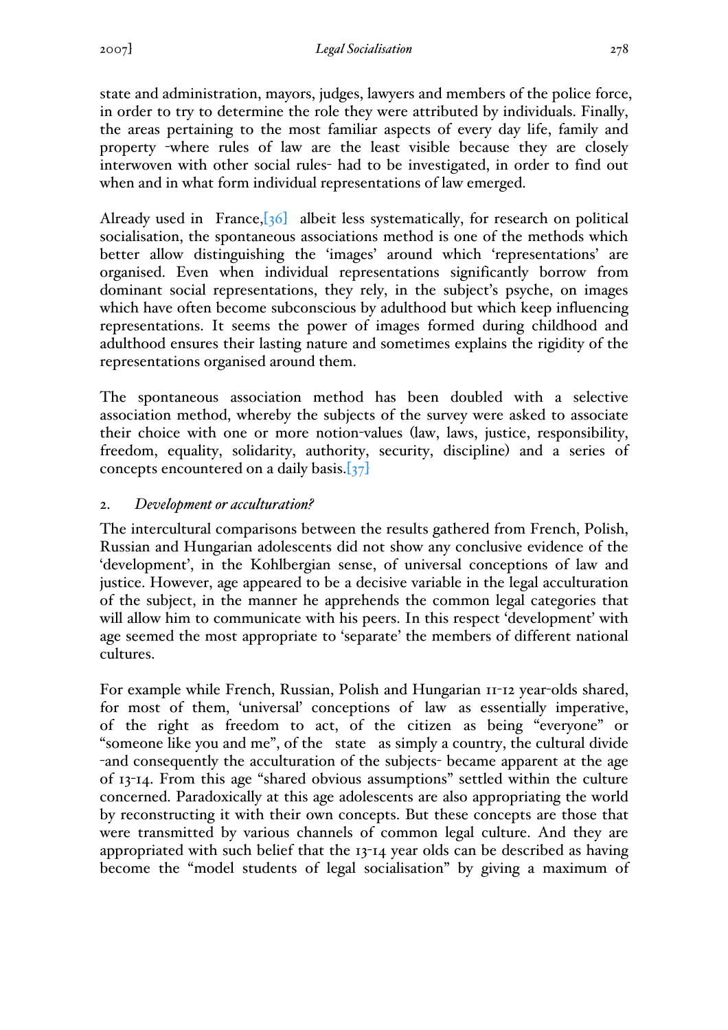state and administration, mayors, judges, lawyers and members of the police force, in order to try to determine the role they were attributed by individuals. Finally, the areas pertaining to the most familiar aspects of every day life, family and property -where rules of law are the least visible because they are closely interwoven with other social rules- had to be investigated, in order to find out when and in what form individual representations of law emerged.

Already used in France,[36] albeit less systematically, for research on political socialisation, the spontaneous associations method is one of the methods which better allow distinguishing the 'images' around which 'representations' are organised. Even when individual representations significantly borrow from dominant social representations, they rely, in the subject's psyche, on images which have often become subconscious by adulthood but which keep influencing representations. It seems the power of images formed during childhood and adulthood ensures their lasting nature and sometimes explains the rigidity of the representations organised around them.

The spontaneous association method has been doubled with a selective association method, whereby the subjects of the survey were asked to associate their choice with one or more notion-values (law, laws, justice, responsibility, freedom, equality, solidarity, authority, security, discipline) and a series of concepts encountered on a daily basis.[37]

### 2. *Development or acculturation?*

The intercultural comparisons between the results gathered from French, Polish, Russian and Hungarian adolescents did not show any conclusive evidence of the 'development', in the Kohlbergian sense, of universal conceptions of law and justice. However, age appeared to be a decisive variable in the legal acculturation of the subject, in the manner he apprehends the common legal categories that will allow him to communicate with his peers. In this respect 'development' with age seemed the most appropriate to 'separate' the members of different national cultures.

For example while French, Russian, Polish and Hungarian 11-12 year-olds shared, for most of them, 'universal' conceptions of law as essentially imperative, of the right as freedom to act, of the citizen as being "everyone" or "someone like you and me", of the state as simply a country, the cultural divide -and consequently the acculturation of the subjects- became apparent at the age of 13-14. From this age "shared obvious assumptions" settled within the culture concerned. Paradoxically at this age adolescents are also appropriating the world by reconstructing it with their own concepts. But these concepts are those that were transmitted by various channels of common legal culture. And they are appropriated with such belief that the 13-14 year olds can be described as having become the "model students of legal socialisation" by giving a maximum of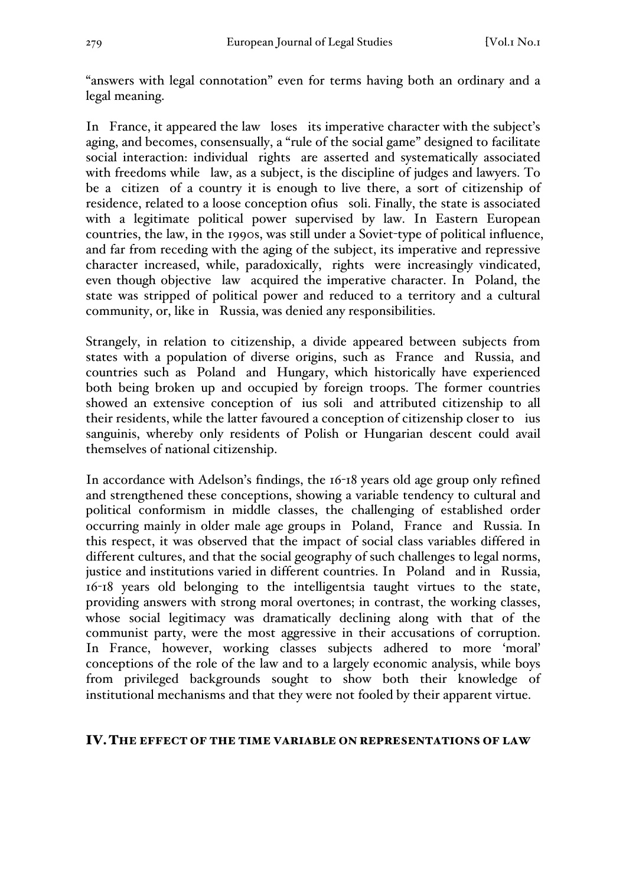"answers with legal connotation" even for terms having both an ordinary and a legal meaning.

In France, it appeared the law loses its imperative character with the subject's aging, and becomes, consensually, a "rule of the social game" designed to facilitate social interaction: individual rights are asserted and systematically associated with freedoms while law, as a subject, is the discipline of judges and lawyers. To be a citizen of a country it is enough to live there, a sort of citizenship of residence, related to a loose conception ofius soli. Finally, the state is associated with a legitimate political power supervised by law. In Eastern European countries, the law, in the 1990s, was still under a Soviet-type of political influence, and far from receding with the aging of the subject, its imperative and repressive character increased, while, paradoxically, rights were increasingly vindicated, even though objective law acquired the imperative character. In Poland, the state was stripped of political power and reduced to a territory and a cultural community, or, like in Russia, was denied any responsibilities.

Strangely, in relation to citizenship, a divide appeared between subjects from states with a population of diverse origins, such as France and Russia, and countries such as Poland and Hungary, which historically have experienced both being broken up and occupied by foreign troops. The former countries showed an extensive conception of ius soli and attributed citizenship to all their residents, while the latter favoured a conception of citizenship closer to ius sanguinis, whereby only residents of Polish or Hungarian descent could avail themselves of national citizenship.

In accordance with Adelson's findings, the 16-18 years old age group only refined and strengthened these conceptions, showing a variable tendency to cultural and political conformism in middle classes, the challenging of established order occurring mainly in older male age groups in Poland, France and Russia. In this respect, it was observed that the impact of social class variables differed in different cultures, and that the social geography of such challenges to legal norms, justice and institutions varied in different countries. In Poland and in Russia, 16-18 years old belonging to the intelligentsia taught virtues to the state, providing answers with strong moral overtones; in contrast, the working classes, whose social legitimacy was dramatically declining along with that of the communist party, were the most aggressive in their accusations of corruption. In France, however, working classes subjects adhered to more 'moral' conceptions of the role of the law and to a largely economic analysis, while boys from privileged backgrounds sought to show both their knowledge of institutional mechanisms and that they were not fooled by their apparent virtue.

## IV. The effect of the time variable on representations of law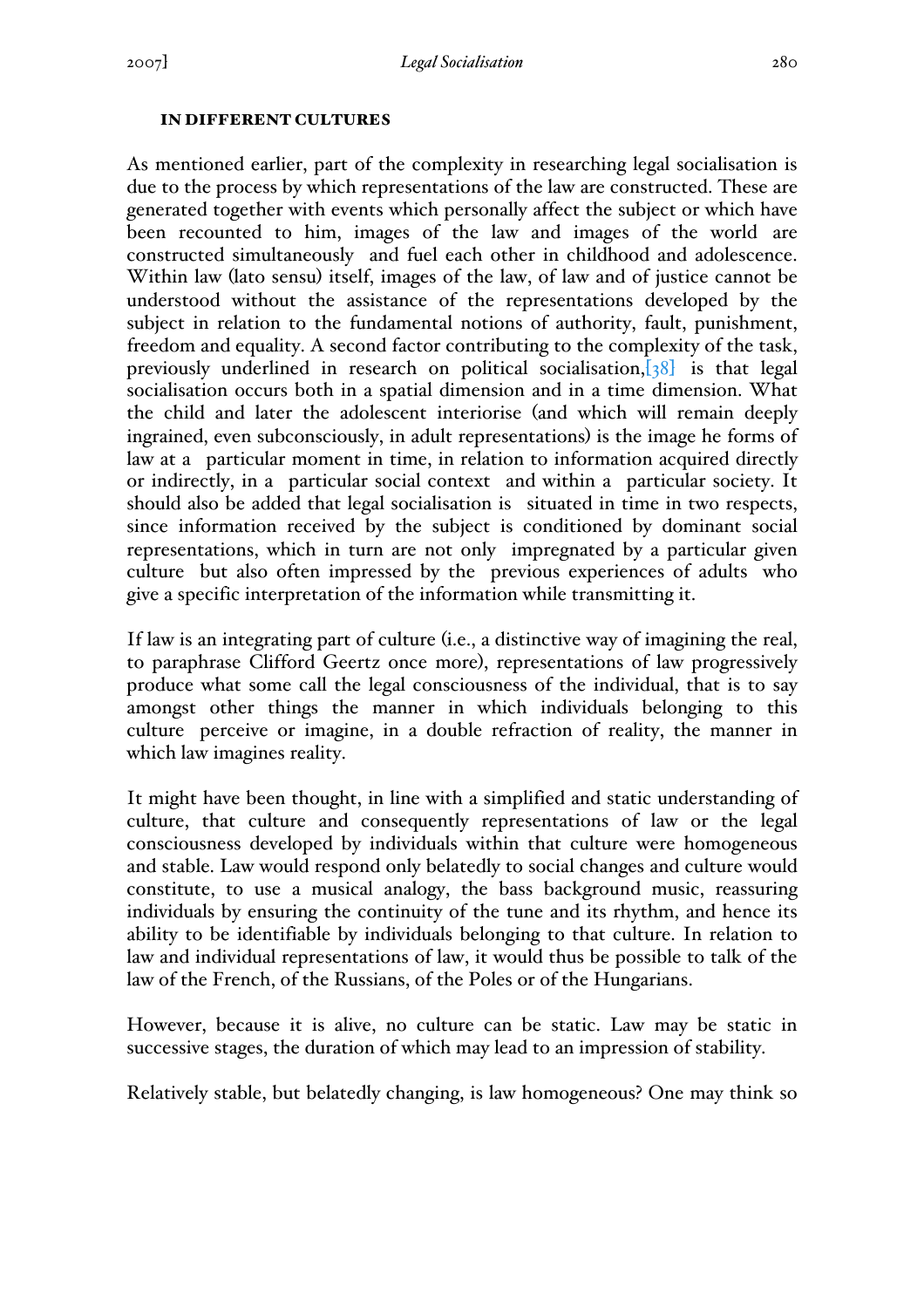#### IN DIFFERENT CULTURES

As mentioned earlier, part of the complexity in researching legal socialisation is due to the process by which representations of the law are constructed. These are generated together with events which personally affect the subject or which have been recounted to him, images of the law and images of the world are constructed simultaneously and fuel each other in childhood and adolescence. Within law (lato sensu) itself, images of the law, of law and of justice cannot be understood without the assistance of the representations developed by the subject in relation to the fundamental notions of authority, fault, punishment, freedom and equality. A second factor contributing to the complexity of the task, previously underlined in research on political socialisation,[38] is that legal socialisation occurs both in a spatial dimension and in a time dimension. What the child and later the adolescent interiorise (and which will remain deeply ingrained, even subconsciously, in adult representations) is the image he forms of law at a particular moment in time, in relation to information acquired directly or indirectly, in a particular social context and within a particular society. It should also be added that legal socialisation is situated in time in two respects, since information received by the subject is conditioned by dominant social representations, which in turn are not only impregnated by a particular given culture but also often impressed by the previous experiences of adults who give a specific interpretation of the information while transmitting it.

If law is an integrating part of culture (i.e., a distinctive way of imagining the real, to paraphrase Clifford Geertz once more), representations of law progressively produce what some call the legal consciousness of the individual, that is to say amongst other things the manner in which individuals belonging to this culture perceive or imagine, in a double refraction of reality, the manner in which law imagines reality.

It might have been thought, in line with a simplified and static understanding of culture, that culture and consequently representations of law or the legal consciousness developed by individuals within that culture were homogeneous and stable. Law would respond only belatedly to social changes and culture would constitute, to use a musical analogy, the bass background music, reassuring individuals by ensuring the continuity of the tune and its rhythm, and hence its ability to be identifiable by individuals belonging to that culture. In relation to law and individual representations of law, it would thus be possible to talk of the law of the French, of the Russians, of the Poles or of the Hungarians.

However, because it is alive, no culture can be static. Law may be static in successive stages, the duration of which may lead to an impression of stability.

Relatively stable, but belatedly changing, is law homogeneous? One may think so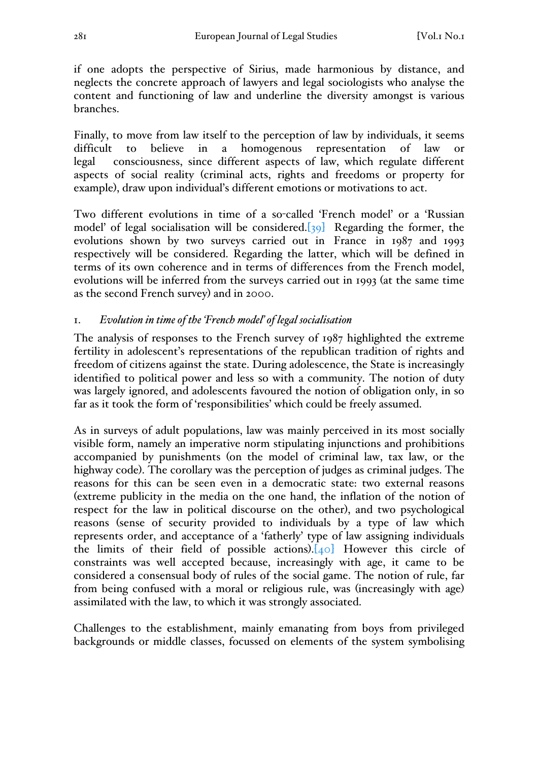if one adopts the perspective of Sirius, made harmonious by distance, and neglects the concrete approach of lawyers and legal sociologists who analyse the content and functioning of law and underline the diversity amongst is various branches.

Finally, to move from law itself to the perception of law by individuals, it seems difficult to believe in a homogenous representation of law or legal consciousness, since different aspects of law, which regulate different aspects of social reality (criminal acts, rights and freedoms or property for example), draw upon individual's different emotions or motivations to act.

Two different evolutions in time of a so-called 'French model' or a 'Russian model' of legal socialisation will be considered.[39] Regarding the former, the evolutions shown by two surveys carried out in France in 1987 and 1993 respectively will be considered. Regarding the latter, which will be defined in terms of its own coherence and in terms of differences from the French model, evolutions will be inferred from the surveys carried out in 1993 (at the same time as the second French survey) and in 2000.

### 1. *Evolution in time of the 'French model' of legal socialisation*

The analysis of responses to the French survey of 1987 highlighted the extreme fertility in adolescent's representations of the republican tradition of rights and freedom of citizens against the state. During adolescence, the State is increasingly identified to political power and less so with a community. The notion of duty was largely ignored, and adolescents favoured the notion of obligation only, in so far as it took the form of 'responsibilities' which could be freely assumed.

As in surveys of adult populations, law was mainly perceived in its most socially visible form, namely an imperative norm stipulating injunctions and prohibitions accompanied by punishments (on the model of criminal law, tax law, or the highway code). The corollary was the perception of judges as criminal judges. The reasons for this can be seen even in a democratic state: two external reasons (extreme publicity in the media on the one hand, the inflation of the notion of respect for the law in political discourse on the other), and two psychological reasons (sense of security provided to individuals by a type of law which represents order, and acceptance of a 'fatherly' type of law assigning individuals the limits of their field of possible actions).[40] However this circle of constraints was well accepted because, increasingly with age, it came to be considered a consensual body of rules of the social game. The notion of rule, far from being confused with a moral or religious rule, was (increasingly with age) assimilated with the law, to which it was strongly associated.

Challenges to the establishment, mainly emanating from boys from privileged backgrounds or middle classes, focussed on elements of the system symbolising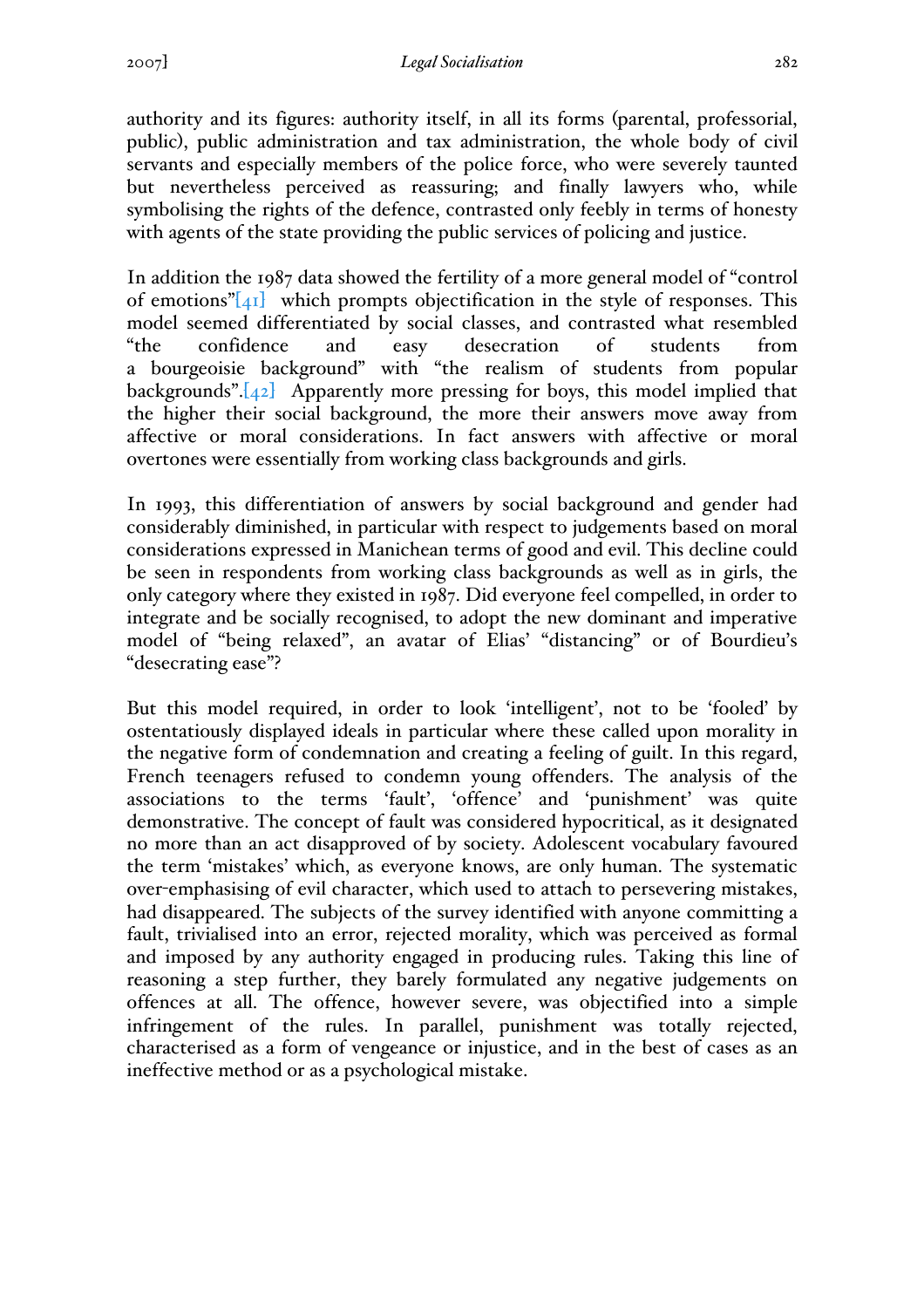authority and its figures: authority itself, in all its forms (parental, professorial, public), public administration and tax administration, the whole body of civil servants and especially members of the police force, who were severely taunted but nevertheless perceived as reassuring; and finally lawyers who, while symbolising the rights of the defence, contrasted only feebly in terms of honesty with agents of the state providing the public services of policing and justice.

In addition the 1987 data showed the fertility of a more general model of "control of emotions"[41] which prompts objectification in the style of responses. This model seemed differentiated by social classes, and contrasted what resembled "the confidence and easy desecration of students from a bourgeoisie background" with "the realism of students from popular backgrounds".[42] Apparently more pressing for boys, this model implied that the higher their social background, the more their answers move away from affective or moral considerations. In fact answers with affective or moral overtones were essentially from working class backgrounds and girls.

In 1993, this differentiation of answers by social background and gender had considerably diminished, in particular with respect to judgements based on moral considerations expressed in Manichean terms of good and evil. This decline could be seen in respondents from working class backgrounds as well as in girls, the only category where they existed in 1987. Did everyone feel compelled, in order to integrate and be socially recognised, to adopt the new dominant and imperative model of "being relaxed", an avatar of Elias' "distancing" or of Bourdieu's "desecrating ease"?

But this model required, in order to look 'intelligent', not to be 'fooled' by ostentatiously displayed ideals in particular where these called upon morality in the negative form of condemnation and creating a feeling of guilt. In this regard, French teenagers refused to condemn young offenders. The analysis of the associations to the terms 'fault', 'offence' and 'punishment' was quite demonstrative. The concept of fault was considered hypocritical, as it designated no more than an act disapproved of by society. Adolescent vocabulary favoured the term 'mistakes' which, as everyone knows, are only human. The systematic over-emphasising of evil character, which used to attach to persevering mistakes, had disappeared. The subjects of the survey identified with anyone committing a fault, trivialised into an error, rejected morality, which was perceived as formal and imposed by any authority engaged in producing rules. Taking this line of reasoning a step further, they barely formulated any negative judgements on offences at all. The offence, however severe, was objectified into a simple infringement of the rules. In parallel, punishment was totally rejected, characterised as a form of vengeance or injustice, and in the best of cases as an ineffective method or as a psychological mistake.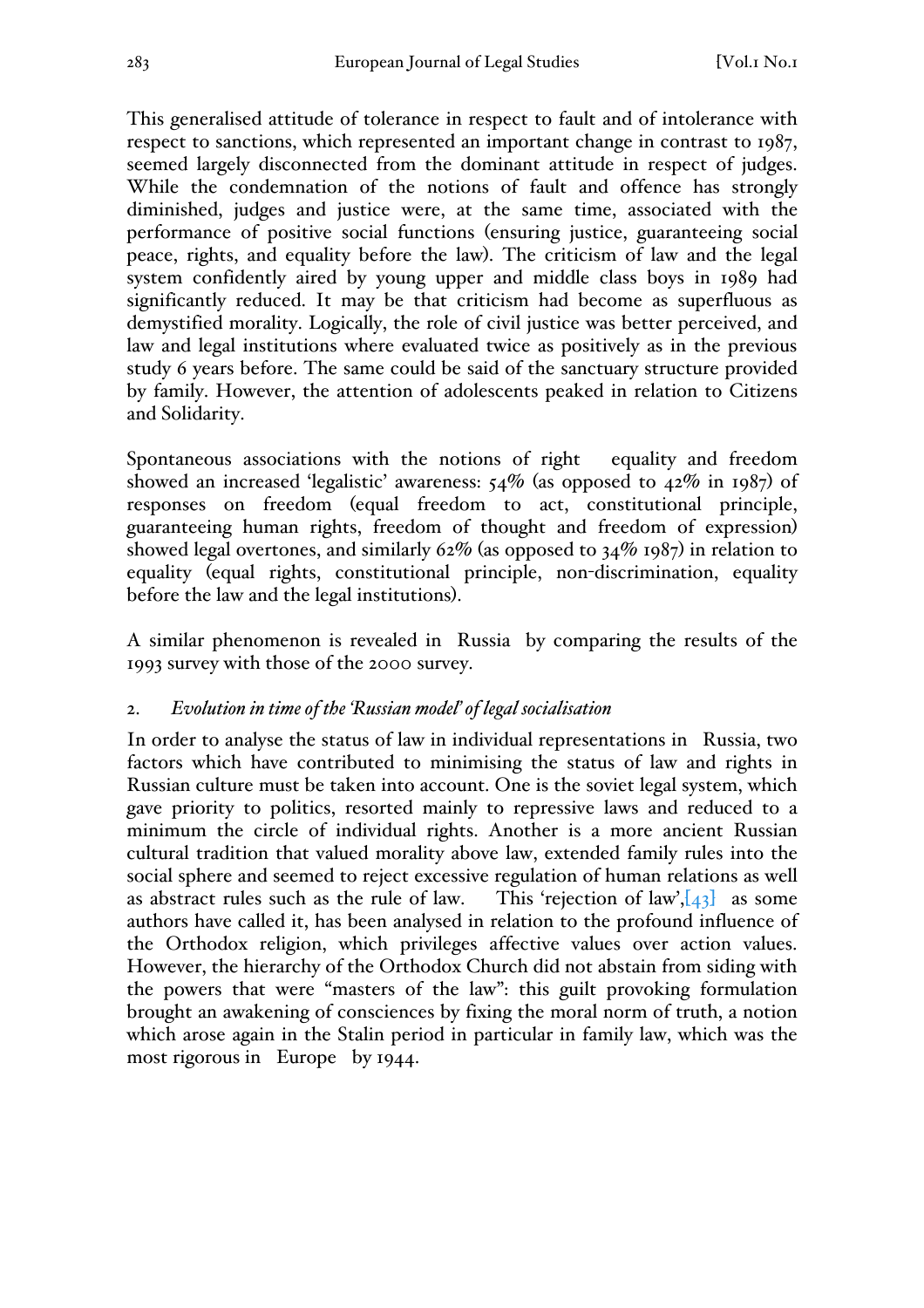This generalised attitude of tolerance in respect to fault and of intolerance with respect to sanctions, which represented an important change in contrast to 1987, seemed largely disconnected from the dominant attitude in respect of judges. While the condemnation of the notions of fault and offence has strongly diminished, judges and justice were, at the same time, associated with the performance of positive social functions (ensuring justice, guaranteeing social peace, rights, and equality before the law). The criticism of law and the legal system confidently aired by young upper and middle class boys in 1989 had significantly reduced. It may be that criticism had become as superfluous as demystified morality. Logically, the role of civil justice was better perceived, and law and legal institutions where evaluated twice as positively as in the previous study 6 years before. The same could be said of the sanctuary structure provided by family. However, the attention of adolescents peaked in relation to Citizens and Solidarity.

Spontaneous associations with the notions of right equality and freedom showed an increased 'legalistic' awareness: 54% (as opposed to 42% in 1987) of responses on freedom (equal freedom to act, constitutional principle, guaranteeing human rights, freedom of thought and freedom of expression) showed legal overtones, and similarly 62% (as opposed to 34% 1987) in relation to equality (equal rights, constitutional principle, non-discrimination, equality before the law and the legal institutions).

A similar phenomenon is revealed in Russia by comparing the results of the 1993 survey with those of the 2000 survey.

2. *Evolution in time of the 'Russian model' of legal socialisation*

In order to analyse the status of law in individual representations in Russia, two factors which have contributed to minimising the status of law and rights in Russian culture must be taken into account. One is the soviet legal system, which gave priority to politics, resorted mainly to repressive laws and reduced to a minimum the circle of individual rights. Another is a more ancient Russian cultural tradition that valued morality above law, extended family rules into the social sphere and seemed to reject excessive regulation of human relations as well as abstract rules such as the rule of law. This 'rejection of law',[43] as some authors have called it, has been analysed in relation to the profound influence of the Orthodox religion, which privileges affective values over action values. However, the hierarchy of the Orthodox Church did not abstain from siding with the powers that were "masters of the law": this guilt provoking formulation brought an awakening of consciences by fixing the moral norm of truth, a notion which arose again in the Stalin period in particular in family law, which was the most rigorous in Europe by 1944.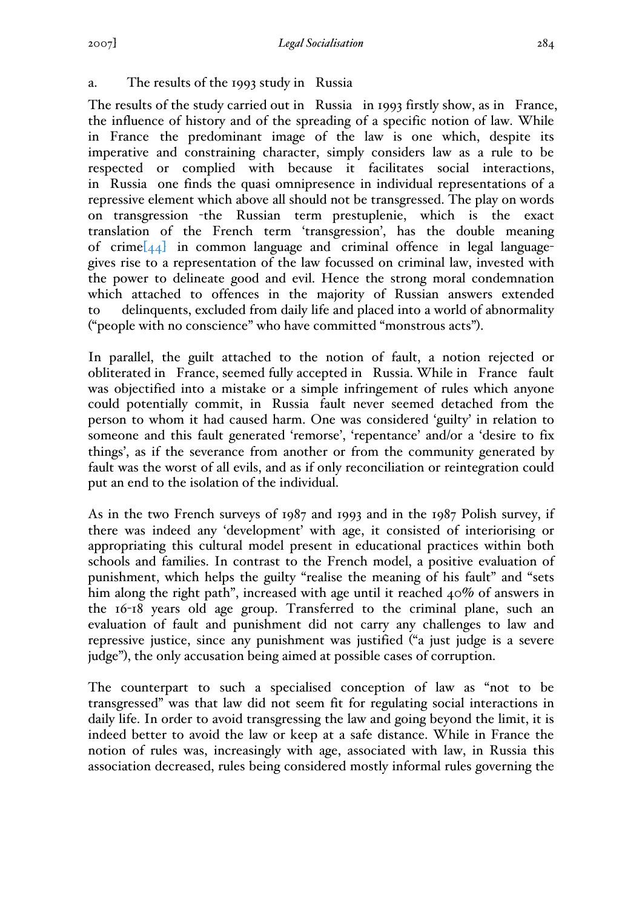a. The results of the 1993 study in Russia

The results of the study carried out in Russia in 1993 firstly show, as in France, the influence of history and of the spreading of a specific notion of law. While in France the predominant image of the law is one which, despite its imperative and constraining character, simply considers law as a rule to be respected or complied with because it facilitates social interactions, in Russia one finds the quasi omnipresence in individual representations of a repressive element which above all should not be transgressed. The play on words on transgression -the Russian term prestuplenie, which is the exact translation of the French term 'transgression', has the double meaning of crime[44] in common language and criminal offence in legal language- gives rise to a representation of the law focussed on criminal law, invested with the power to delineate good and evil. Hence the strong moral condemnation which attached to offences in the majority of Russian answers extended to delinquents, excluded from daily life and placed into a world of abnormality ("people with no conscience" who have committed "monstrous acts").

In parallel, the guilt attached to the notion of fault, a notion rejected or obliterated in France, seemed fully accepted in Russia. While in France fault was objectified into a mistake or a simple infringement of rules which anyone could potentially commit, in Russia fault never seemed detached from the person to whom it had caused harm. One was considered 'guilty' in relation to someone and this fault generated 'remorse', 'repentance' and/or a 'desire to fix things', as if the severance from another or from the community generated by fault was the worst of all evils, and as if only reconciliation or reintegration could put an end to the isolation of the individual.

As in the two French surveys of 1987 and 1993 and in the 1987 Polish survey, if there was indeed any 'development' with age, it consisted of interiorising or appropriating this cultural model present in educational practices within both schools and families. In contrast to the French model, a positive evaluation of punishment, which helps the guilty "realise the meaning of his fault" and "sets him along the right path", increased with age until it reached 40% of answers in the 16-18 years old age group. Transferred to the criminal plane, such an evaluation of fault and punishment did not carry any challenges to law and repressive justice, since any punishment was justified ("a just judge is a severe judge"), the only accusation being aimed at possible cases of corruption.

The counterpart to such a specialised conception of law as "not to be transgressed" was that law did not seem fit for regulating social interactions in daily life. In order to avoid transgressing the law and going beyond the limit, it is indeed better to avoid the law or keep at a safe distance. While in France the notion of rules was, increasingly with age, associated with law, in Russia this association decreased, rules being considered mostly informal rules governing the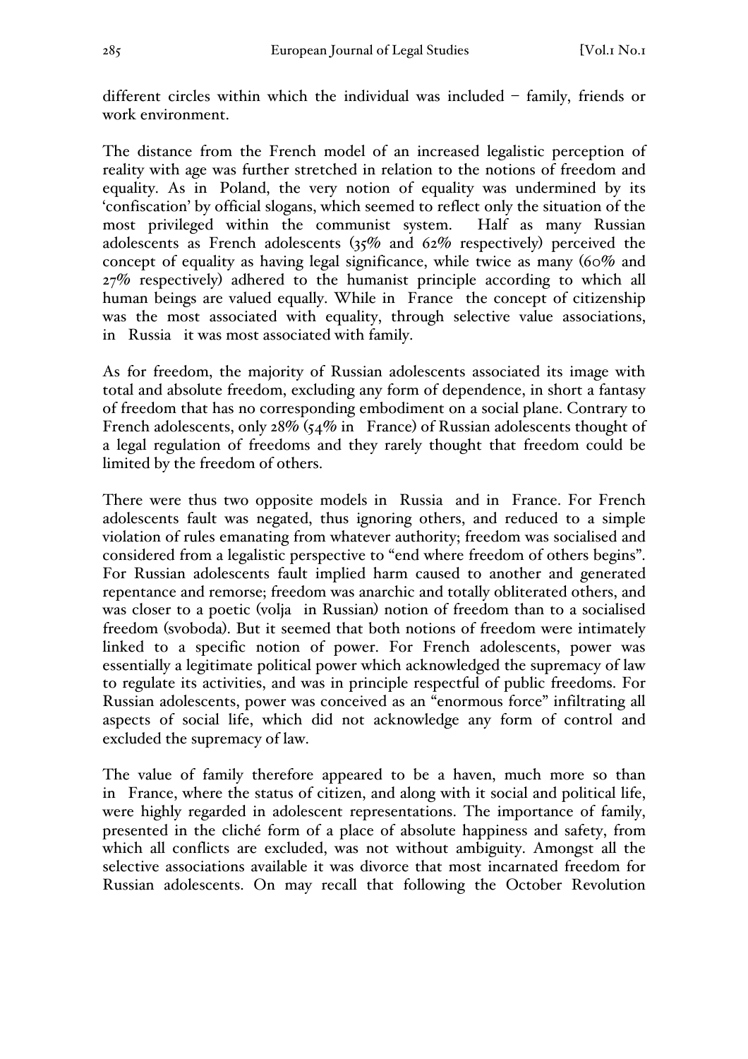different circles within which the individual was included – family, friends or work environment.

The distance from the French model of an increased legalistic perception of reality with age was further stretched in relation to the notions of freedom and equality. As in Poland, the very notion of equality was undermined by its 'confiscation' by official slogans, which seemed to reflect only the situation of the most privileged within the communist system. Half as many Russian adolescents as French adolescents (35% and 62% respectively) perceived the concept of equality as having legal significance, while twice as many (60% and 27% respectively) adhered to the humanist principle according to which all human beings are valued equally. While in France the concept of citizenship was the most associated with equality, through selective value associations, in Russia it was most associated with family.

As for freedom, the majority of Russian adolescents associated its image with total and absolute freedom, excluding any form of dependence, in short a fantasy of freedom that has no corresponding embodiment on a social plane. Contrary to French adolescents, only 28% (54% in France) of Russian adolescents thought of a legal regulation of freedoms and they rarely thought that freedom could be limited by the freedom of others.

There were thus two opposite models in Russia and in France. For French adolescents fault was negated, thus ignoring others, and reduced to a simple violation of rules emanating from whatever authority; freedom was socialised and considered from a legalistic perspective to "end where freedom of others begins". For Russian adolescents fault implied harm caused to another and generated repentance and remorse; freedom was anarchic and totally obliterated others, and was closer to a poetic (volja in Russian) notion of freedom than to a socialised freedom (svoboda). But it seemed that both notions of freedom were intimately linked to a specific notion of power. For French adolescents, power was essentially a legitimate political power which acknowledged the supremacy of law to regulate its activities, and was in principle respectful of public freedoms. For Russian adolescents, power was conceived as an "enormous force" infiltrating all aspects of social life, which did not acknowledge any form of control and excluded the supremacy of law.

The value of family therefore appeared to be a haven, much more so than in France, where the status of citizen, and along with it social and political life, were highly regarded in adolescent representations. The importance of family, presented in the cliché form of a place of absolute happiness and safety, from which all conflicts are excluded, was not without ambiguity. Amongst all the selective associations available it was divorce that most incarnated freedom for Russian adolescents. On may recall that following the October Revolution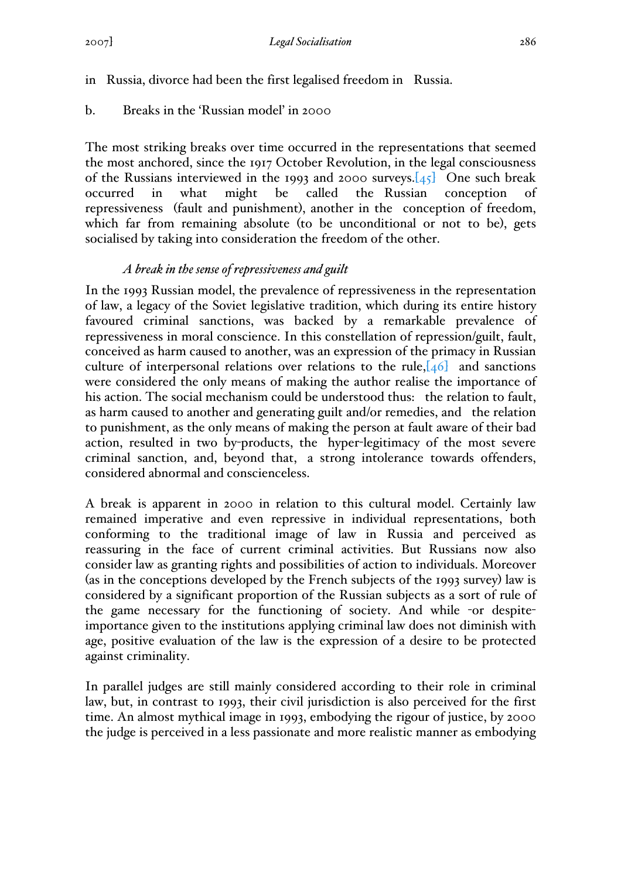in Russia, divorce had been the first legalised freedom in Russia.

b. Breaks in the 'Russian model' in 2000

The most striking breaks over time occurred in the representations that seemed the most anchored, since the 1917 October Revolution, in the legal consciousness of the Russians interviewed in the 1993 and 2000 surveys.[45] One such break occurred in what might be called the Russian conception of repressiveness (fault and punishment), another in the conception of freedom, which far from remaining absolute (to be unconditional or not to be), gets socialised by taking into consideration the freedom of the other.

*A break in the sense of repressiveness and guilt*

In the 1993 Russian model, the prevalence of repressiveness in the representation of law, a legacy of the Soviet legislative tradition, which during its entire history favoured criminal sanctions, was backed by a remarkable prevalence of repressiveness in moral conscience. In this constellation of repression/guilt, fault, conceived as harm caused to another, was an expression of the primacy in Russian culture of interpersonal relations over relations to the rule,[46] and sanctions were considered the only means of making the author realise the importance of his action. The social mechanism could be understood thus: the relation to fault, as harm caused to another and generating guilt and/or remedies, and the relation to punishment, as the only means of making the person at fault aware of their bad action, resulted in two by-products, the hyper-legitimacy of the most severe criminal sanction, and, beyond that, a strong intolerance towards offenders, considered abnormal and conscienceless.

A break is apparent in 2000 in relation to this cultural model. Certainly law remained imperative and even repressive in individual representations, both conforming to the traditional image of law in Russia and perceived as reassuring in the face of current criminal activities. But Russians now also consider law as granting rights and possibilities of action to individuals. Moreover (as in the conceptions developed by the French subjects of the 1993 survey) law is considered by a significant proportion of the Russian subjects as a sort of rule of the game necessary for the functioning of society. And while -or despite- importance given to the institutions applying criminal law does not diminish with age, positive evaluation of the law is the expression of a desire to be protected against criminality.

In parallel judges are still mainly considered according to their role in criminal law, but, in contrast to 1993, their civil jurisdiction is also perceived for the first time. An almost mythical image in 1993, embodying the rigour of justice, by 2000 the judge is perceived in a less passionate and more realistic manner as embodying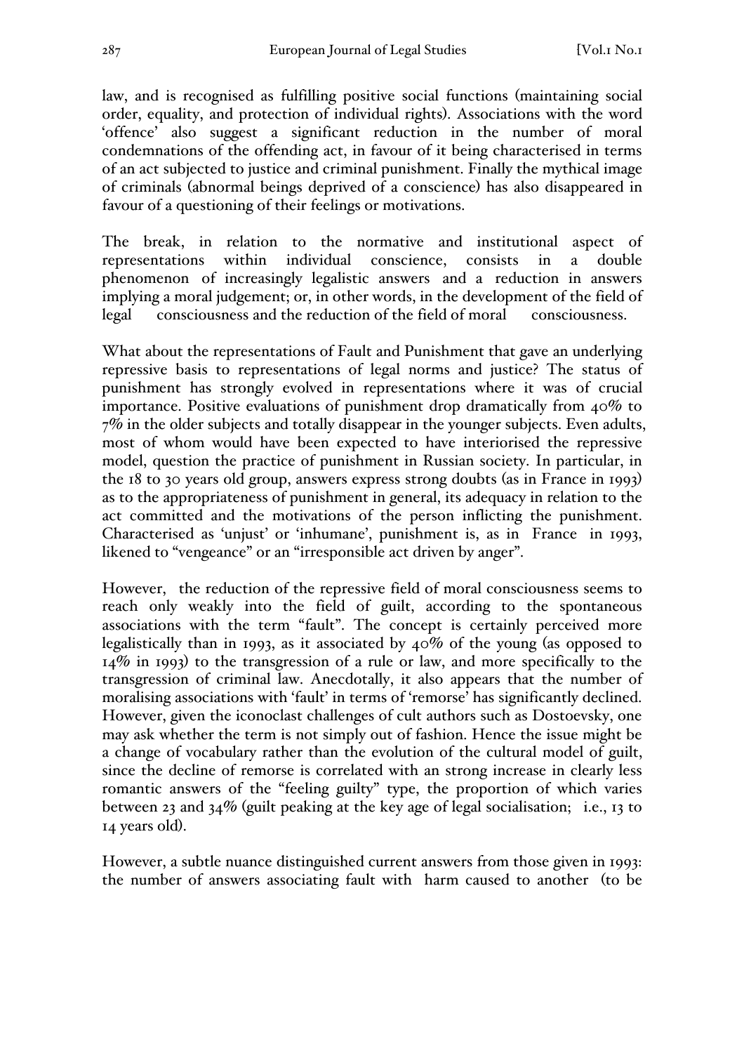law, and is recognised as fulfilling positive social functions (maintaining social order, equality, and protection of individual rights). Associations with the word 'offence' also suggest a significant reduction in the number of moral condemnations of the offending act, in favour of it being characterised in terms of an act subjected to justice and criminal punishment. Finally the mythical image of criminals (abnormal beings deprived of a conscience) has also disappeared in favour of a questioning of their feelings or motivations.

The break, in relation to the normative and institutional aspect of representations within individual conscience, consists in a double phenomenon of increasingly legalistic answers and a reduction in answers implying a moral judgement; or, in other words, in the development of the field of legal consciousness and the reduction of the field of moral consciousness.

What about the representations of Fault and Punishment that gave an underlying repressive basis to representations of legal norms and justice? The status of punishment has strongly evolved in representations where it was of crucial importance. Positive evaluations of punishment drop dramatically from 40% to 7% in the older subjects and totally disappear in the younger subjects. Even adults, most of whom would have been expected to have interiorised the repressive model, question the practice of punishment in Russian society. In particular, in the 18 to 30 years old group, answers express strong doubts (as in France in 1993) as to the appropriateness of punishment in general, its adequacy in relation to the act committed and the motivations of the person inflicting the punishment. Characterised as 'unjust' or 'inhumane', punishment is, as in France in 1993, likened to "vengeance" or an "irresponsible act driven by anger".

However, the reduction of the repressive field of moral consciousness seems to reach only weakly into the field of guilt, according to the spontaneous associations with the term "fault". The concept is certainly perceived more legalistically than in 1993, as it associated by 40% of the young (as opposed to 14% in 1993) to the transgression of a rule or law, and more specifically to the transgression of criminal law. Anecdotally, it also appears that the number of moralising associations with 'fault' in terms of 'remorse' has significantly declined. However, given the iconoclast challenges of cult authors such as Dostoevsky, one may ask whether the term is not simply out of fashion. Hence the issue might be a change of vocabulary rather than the evolution of the cultural model of guilt, since the decline of remorse is correlated with an strong increase in clearly less romantic answers of the "feeling guilty" type, the proportion of which varies between 23 and 34% (guilt peaking at the key age of legal socialisation; i.e., 13 to 14 years old).

However, a subtle nuance distinguished current answers from those given in 1993: the number of answers associating fault with harm caused to another (to be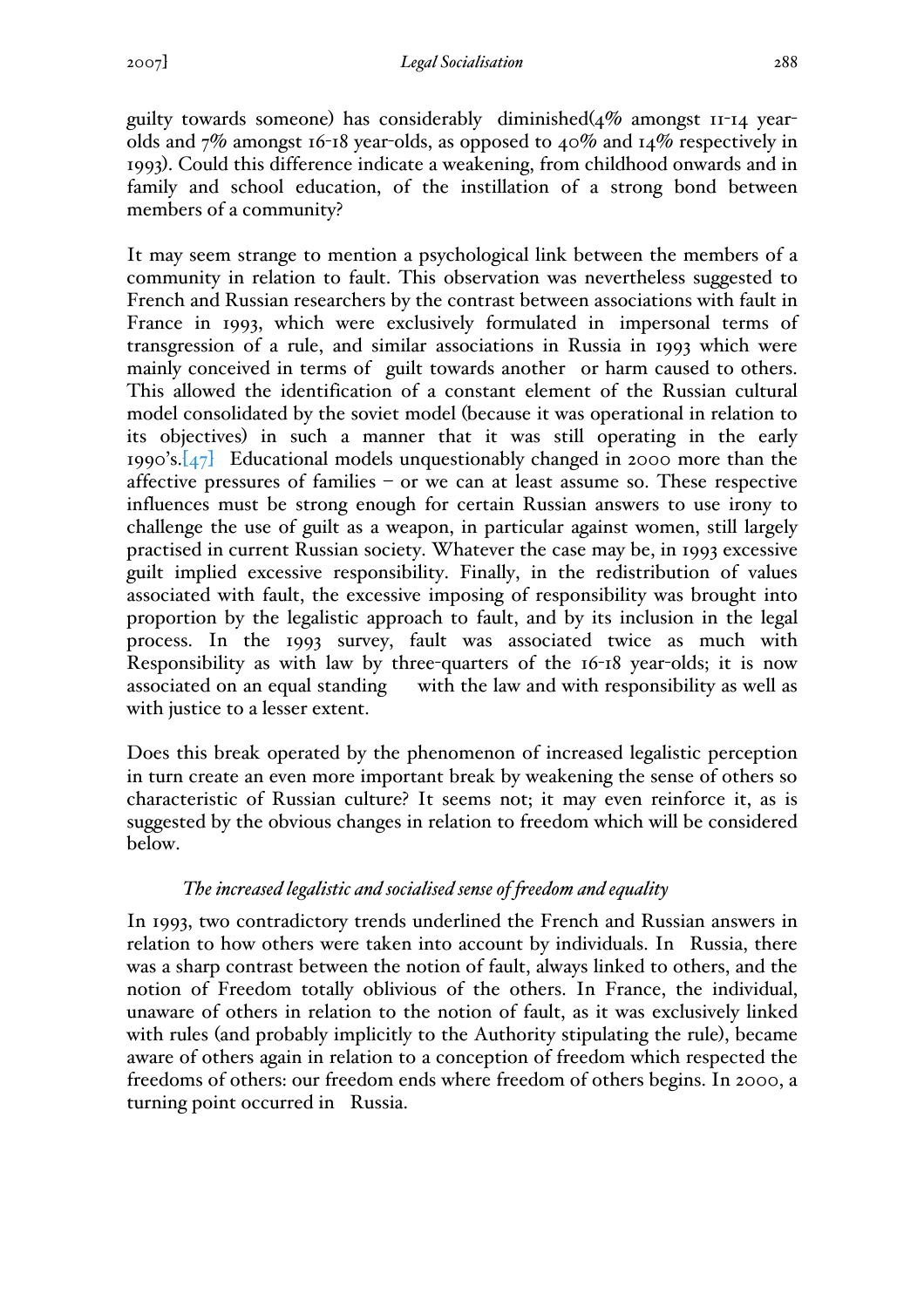guilty towards someone) has considerably diminished(4% amongst 11-14 year-olds and 7% amongst 16-18 year-olds, as opposed to 40% and 14% respectively in 1993). Could this difference indicate a weakening, from childhood onwards and in family and school education, of the instillation of a strong bond between members of a community?

It may seem strange to mention a psychological link between the members of a community in relation to fault. This observation was nevertheless suggested to French and Russian researchers by the contrast between associations with fault in France in 1993, which were exclusively formulated in impersonal terms of transgression of a rule, and similar associations in Russia in 1993 which were mainly conceived in terms of guilt towards another or harm caused to others. This allowed the identification of a constant element of the Russian cultural model consolidated by the soviet model (because it was operational in relation to its objectives) in such a manner that it was still operating in the early 1990's.[47] Educational models unquestionably changed in 2000 more than the affective pressures of families – or we can at least assume so. These respective influences must be strong enough for certain Russian answers to use irony to challenge the use of guilt as a weapon, in particular against women, still largely practised in current Russian society. Whatever the case may be, in 1993 excessive guilt implied excessive responsibility. Finally, in the redistribution of values associated with fault, the excessive imposing of responsibility was brought into proportion by the legalistic approach to fault, and by its inclusion in the legal process. In the 1993 survey, fault was associated twice as much with Responsibility as with law by three-quarters of the 16-18 year-olds; it is now associated on an equal standing with the law and with responsibility as well as with justice to a lesser extent.

Does this break operated by the phenomenon of increased legalistic perception in turn create an even more important break by weakening the sense of others so characteristic of Russian culture? It seems not; it may even reinforce it, as is suggested by the obvious changes in relation to freedom which will be considered below.

*The increased legalistic and socialised sense of freedom and equality*

In 1993, two contradictory trends underlined the French and Russian answers in relation to how others were taken into account by individuals. In Russia, there was a sharp contrast between the notion of fault, always linked to others, and the notion of Freedom totally oblivious of the others. In France, the individual, unaware of others in relation to the notion of fault, as it was exclusively linked with rules (and probably implicitly to the Authority stipulating the rule), became aware of others again in relation to a conception of freedom which respected the freedoms of others: our freedom ends where freedom of others begins. In 2000, a turning point occurred in Russia.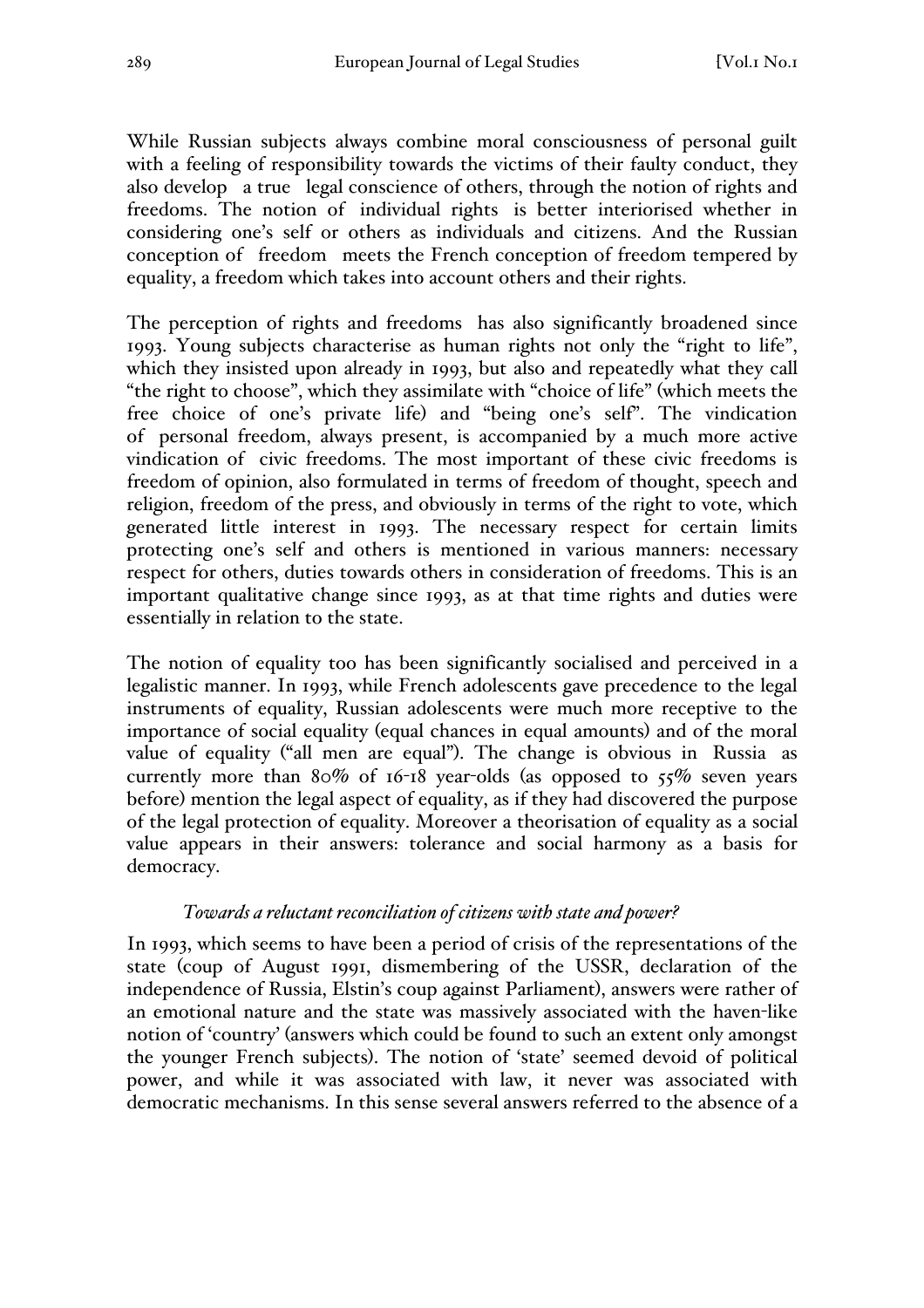While Russian subjects always combine moral consciousness of personal guilt with a feeling of responsibility towards the victims of their faulty conduct, they also develop a true legal conscience of others, through the notion of rights and freedoms. The notion of individual rights is better interiorised whether in considering one's self or others as individuals and citizens. And the Russian conception of freedom meets the French conception of freedom tempered by equality, a freedom which takes into account others and their rights.

The perception of rights and freedoms has also significantly broadened since 1993. Young subjects characterise as human rights not only the "right to life", which they insisted upon already in 1993, but also and repeatedly what they call "the right to choose", which they assimilate with "choice of life" (which meets the free choice of one's private life) and "being one's self". The vindication of personal freedom, always present, is accompanied by a much more active vindication of civic freedoms. The most important of these civic freedoms is freedom of opinion, also formulated in terms of freedom of thought, speech and religion, freedom of the press, and obviously in terms of the right to vote, which generated little interest in 1993. The necessary respect for certain limits protecting one's self and others is mentioned in various manners: necessary respect for others, duties towards others in consideration of freedoms. This is an important qualitative change since 1993, as at that time rights and duties were essentially in relation to the state.

The notion of equality too has been significantly socialised and perceived in a legalistic manner. In 1993, while French adolescents gave precedence to the legal instruments of equality, Russian adolescents were much more receptive to the importance of social equality (equal chances in equal amounts) and of the moral value of equality ("all men are equal"). The change is obvious in Russia as currently more than 80% of 16-18 year-olds (as opposed to 55% seven years before) mention the legal aspect of equality, as if they had discovered the purpose of the legal protection of equality. Moreover a theorisation of equality as a social value appears in their answers: tolerance and social harmony as a basis for democracy.

### *Towards a reluctant reconciliation of citizens with state and power?*

In 1993, which seems to have been a period of crisis of the representations of the state (coup of August 1991, dismembering of the USSR, declaration of the independence of Russia, Elstin's coup against Parliament), answers were rather of an emotional nature and the state was massively associated with the haven-like notion of 'country' (answers which could be found to such an extent only amongst the younger French subjects). The notion of 'state' seemed devoid of political power, and while it was associated with law, it never was associated with democratic mechanisms. In this sense several answers referred to the absence of a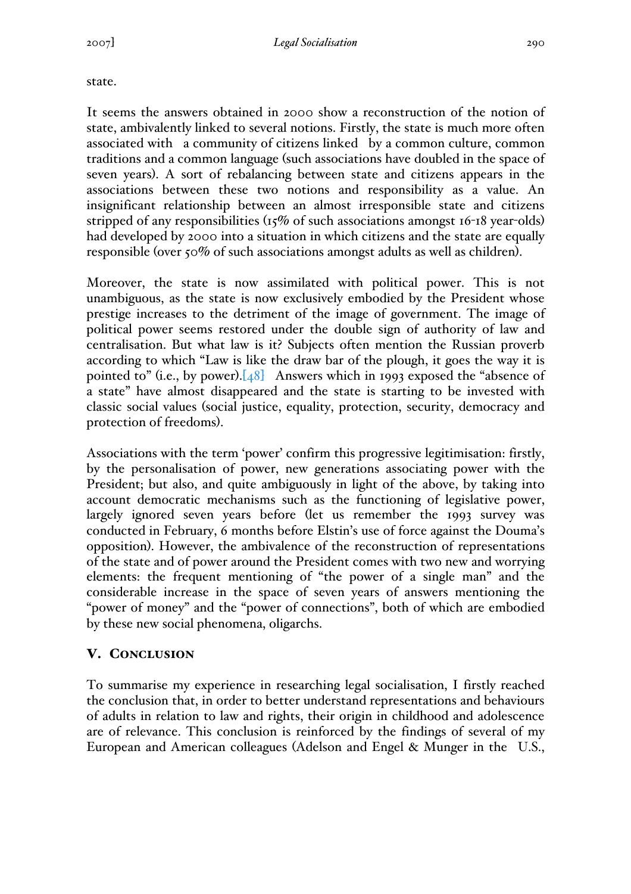state.

It seems the answers obtained in 2000 show a reconstruction of the notion of state, ambivalently linked to several notions. Firstly, the state is much more often associated with a community of citizens linked by a common culture, common traditions and a common language (such associations have doubled in the space of seven years). A sort of rebalancing between state and citizens appears in the associations between these two notions and responsibility as a value. An insignificant relationship between an almost irresponsible state and citizens stripped of any responsibilities (15% of such associations amongst 16-18 year-olds) had developed by 2000 into a situation in which citizens and the state are equally responsible (over 50% of such associations amongst adults as well as children).

Moreover, the state is now assimilated with political power. This is not unambiguous, as the state is now exclusively embodied by the President whose prestige increases to the detriment of the image of government. The image of political power seems restored under the double sign of authority of law and centralisation. But what law is it? Subjects often mention the Russian proverb according to which "Law is like the draw bar of the plough, it goes the way it is pointed to" (i.e., by power).[48] Answers which in 1993 exposed the "absence of a state" have almost disappeared and the state is starting to be invested with classic social values (social justice, equality, protection, security, democracy and protection of freedoms).

Associations with the term 'power' confirm this progressive legitimisation: firstly, by the personalisation of power, new generations associating power with the President; but also, and quite ambiguously in light of the above, by taking into account democratic mechanisms such as the functioning of legislative power, largely ignored seven years before (let us remember the 1993 survey was conducted in February, 6 months before Elstin's use of force against the Douma's opposition). However, the ambivalence of the reconstruction of representations of the state and of power around the President comes with two new and worrying elements: the frequent mentioning of "the power of a single man" and the considerable increase in the space of seven years of answers mentioning the "power of money" and the "power of connections", both of which are embodied by these new social phenomena, oligarchs.

## V. Conclusion

To summarise my experience in researching legal socialisation, I firstly reached the conclusion that, in order to better understand representations and behaviours of adults in relation to law and rights, their origin in childhood and adolescence are of relevance. This conclusion is reinforced by the findings of several of my European and American colleagues (Adelson and Engel & Munger in the U.S.,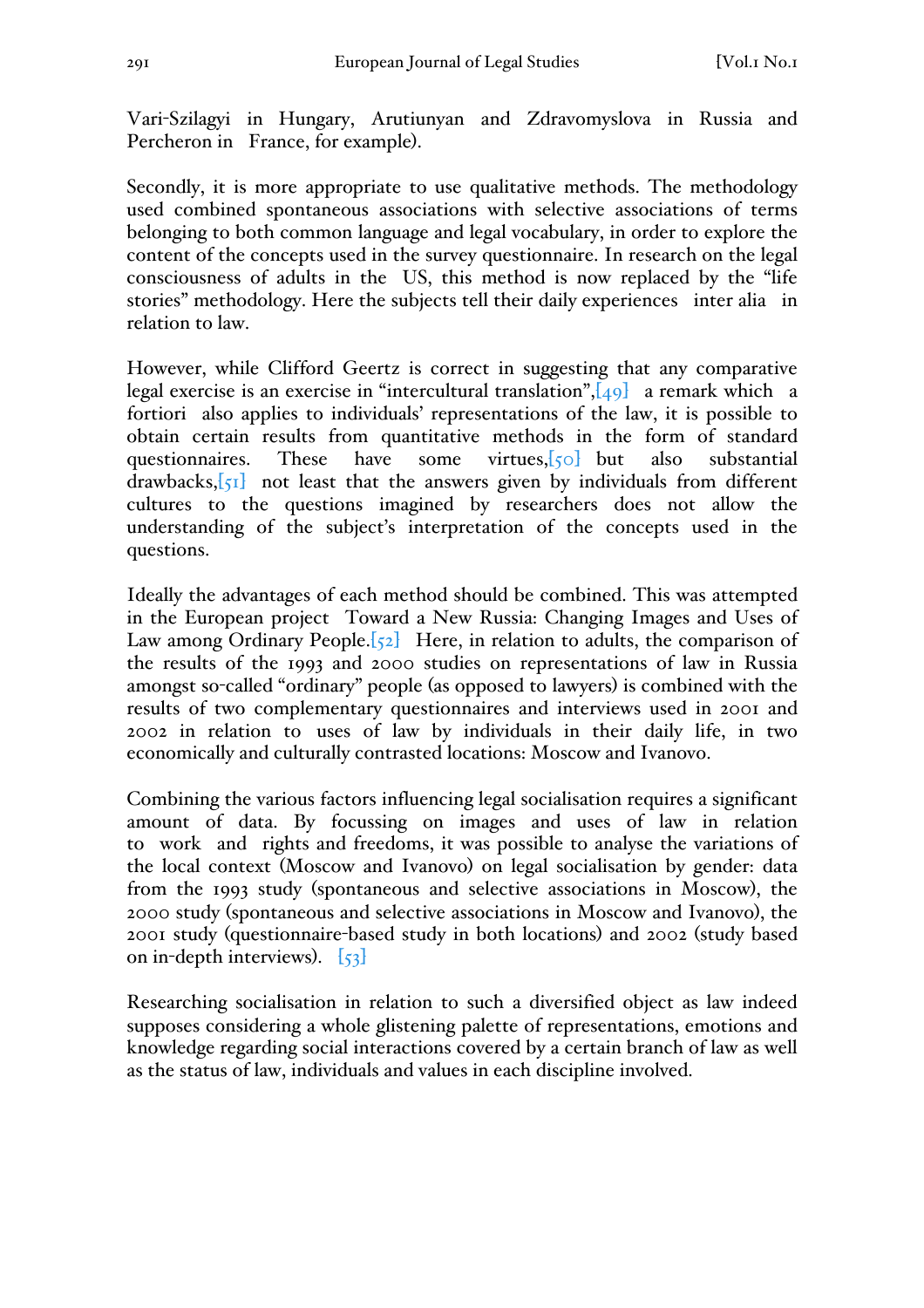Vari-Szilagyi in Hungary, Arutiunyan and Zdravomyslova in Russia and Percheron in France, for example).

Secondly, it is more appropriate to use qualitative methods. The methodology used combined spontaneous associations with selective associations of terms belonging to both common language and legal vocabulary, in order to explore the content of the concepts used in the survey questionnaire. In research on the legal consciousness of adults in the US, this method is now replaced by the "life stories" methodology. Here the subjects tell their daily experiences *inter alia* in relation to law.

However, while Clifford Geertz is correct in suggesting that any comparative legal exercise is an exercise in "intercultural translation",[49] a remark which *a fortiori* also applies to individuals' representations of the law, it is possible to obtain certain results from quantitative methods in the form of standard questionnaires. These have some virtues,[50] but also substantial drawbacks,[51] not least that the answers given by individuals from different cultures to the questions imagined by researchers does not allow the understanding of the subject's interpretation of the concepts used in the questions.

Ideally the advantages of each method should be combined. This was attempted in the European project *Toward a New Russia: Changing Images and Uses of Law among Ordinary People*.[52] Here, in relation to adults, the comparison of the results of the 1993 and 2000 studies on representations of law in Russia amongst so-called "ordinary" people (as opposed to lawyers) is combined with the results of two complementary questionnaires and interviews used in 2001 and 2002 in relation to uses of law by individuals in their daily life, in two economically and culturally contrasted locations: Moscow and Ivanovo.

Combining the various factors influencing legal socialisation requires a significant amount of data. By focussing on images and uses of law in relation to *work* and *rights and freedoms*, it was possible to analyse the variations of the local context (Moscow and Ivanovo) on legal socialisation by gender: data from the 1993 study (spontaneous and selective associations in Moscow), the 2000 study (spontaneous and selective associations in Moscow and Ivanovo), the 2001 study (questionnaire-based study in both locations) and 2002 (study based on in-depth interviews). [53]

Researching socialisation in relation to such a diversified object as law indeed supposes considering a whole glistening palette of representations, emotions and knowledge regarding social interactions covered by a certain branch of law as well as the status of law, individuals and values in each discipline involved.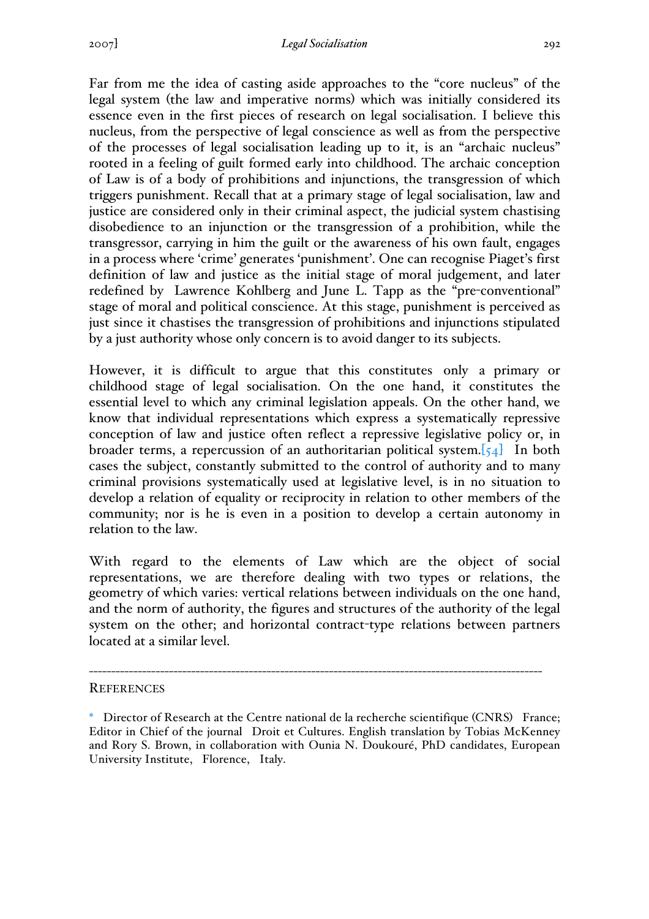Far from me the idea of casting aside approaches to the "core nucleus" of the legal system (the law and imperative norms) which was initially considered its essence even in the first pieces of research on legal socialisation. I believe this nucleus, from the perspective of legal conscience as well as from the perspective of the processes of legal socialisation leading up to it, is an "archaic nucleus" rooted in a feeling of guilt formed early into childhood. The archaic conception of Law is of a body of prohibitions and injunctions, the transgression of which triggers punishment. Recall that at a primary stage of legal socialisation, law and justice are considered only in their criminal aspect, the judicial system chastising disobedience to an injunction or the transgression of a prohibition, while the transgressor, carrying in him the guilt or the awareness of his own fault, engages in a process where 'crime' generates 'punishment'. One can recognise Piaget's first definition of law and justice as the initial stage of moral judgement, and later redefined by Lawrence Kohlberg and June L. Tapp as the "pre-conventional" stage of moral and political conscience. At this stage, punishment is perceived as just since it chastises the transgression of prohibitions and injunctions stipulated by a just authority whose only concern is to avoid danger to its subjects.

However, it is difficult to argue that this constitutes only a primary or childhood stage of legal socialisation. On the one hand, it constitutes the essential level to which any criminal legislation appeals. On the other hand, we know that individual representations which express a systematically repressive conception of law and justice often reflect a repressive legislative policy or, in broader terms, a repercussion of an authoritarian political system.[54] In both cases the subject, constantly submitted to the control of authority and to many criminal provisions systematically used at legislative level, is in no situation to develop a relation of equality or reciprocity in relation to other members of the community; nor is he is even in a position to develop a certain autonomy in relation to the law.

With regard to the elements of Law which are the object of social representations, we are therefore dealing with two types or relations, the geometry of which varies: vertical relations between individuals on the one hand, and the norm of authority, the figures and structures of the authority of the legal system on the other; and horizontal contract-type relations between partners located at a similar level.

---

REFERENCES

* Director of Research at the Centre national de la recherche scientifique (CNRS) France; Editor in Chief of the journal Droit et Cultures. English translation by Tobias McKenney and Rory S. Brown, in collaboration with Ounia N. Doukouré, PhD candidates, European University Institute, Florence, Italy.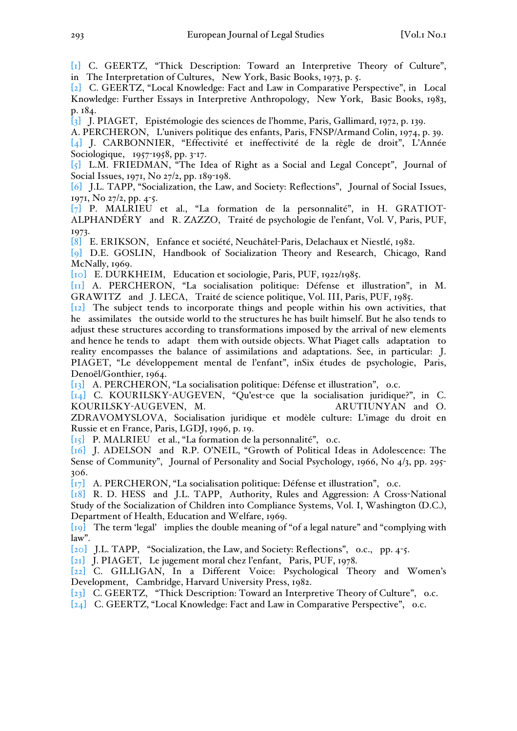[1] C. GEERTZ, "Thick Description: Toward an Interpretive Theory of Culture", in The Interpretation of Cultures, New York, Basic Books, 1973, p. 5.
[2] C. GEERTZ, "Local Knowledge: Fact and Law in Comparative Perspective", in Local Knowledge: Further Essays in Interpretive Anthropology, New York, Basic Books, 1983, p. 184.
[3] J. PIAGET, Epistémologie des sciences de l'homme, Paris, Gallimard, 1972, p. 139.
A. PERCHERON, L'univers politique des enfants, Paris, FNSP/Armand Colin, 1974, p. 39.
[4] J. CARBONNIER, "Effectivité et ineffectivité de la règle de droit", L'Année Sociologique, 1957-1958, pp. 3-17.
[5] L.M. FRIEDMAN, "The Idea of Right as a Social and Legal Concept", Journal of Social Issues, 1971, No 27/2, pp. 189-198.
[6] J.L. TAPP, "Socialization, the Law, and Society: Reflections", Journal of Social Issues, 1971, No 27/2, pp. 4-5.
[7] P. MALRIEU et al., "La formation de la personnalité", in H. GRATIOT-ALPHANDÉRY and R. ZAZZO, Traité de psychologie de l'enfant, Vol. V, Paris, PUF, 1973.
[8] E. ERIKSON, Enfance et société, Neuchâtel-Paris, Delachaux et Niestlé, 1982.
[9] D.E. GOSLIN, Handbook of Socialization Theory and Research, Chicago, Rand McNally, 1969.
[10] E. DURKHEIM, Education et sociologie, Paris, PUF, 1922/1985.
[11] A. PERCHERON, "La socialisation politique: Défense et illustration", in M. GRAWITZ and J. LECA, Traité de science politique, Vol. III, Paris, PUF, 1985.
[12] The subject tends to incorporate things and people within his own activities, that he assimilates the outside world to the structures he has built himself. But he also tends to adjust these structures according to transformations imposed by the arrival of new elements and hence he tends to adapt them with outside objects. What Piaget calls adaptation to reality encompasses the balance of assimilations and adaptations. See, in particular: J. PIAGET, "Le développement mental de l'enfant", inSix études de psychologie, Paris, Denoël/Gonthier, 1964.
[13] A. PERCHERON, "La socialisation politique: Défense et illustration", o.c.
[14] C. KOURILSKY-AUGEVEN, "Qu'est-ce que la socialisation juridique?", in C. KOURILSKY-AUGEVEN, M. ARUTIUNYAN and O. ZDRAVOMYSLOVA, Socialisation juridique et modèle culture: L'image du droit en Russie et en France, Paris, LGDJ, 1996, p. 19.
[15] P. MALRIEU et al., "La formation de la personnalité", o.c.
[16] J. ADELSON and R.P. O'NEIL, "Growth of Political Ideas in Adolescence: The Sense of Community", Journal of Personality and Social Psychology, 1966, No 4/3, pp. 295-306.
[17] A. PERCHERON, "La socialisation politique: Défense et illustration", o.c.
[18] R. D. HESS and J.L. TAPP, Authority, Rules and Aggression: A Cross-National Study of the Socialization of Children into Compliance Systems, Vol. I, Washington (D.C.), Department of Health, Education and Welfare, 1969.
[19] The term 'legal' implies the double meaning of "of a legal nature" and "complying with law".
[20] J.L. TAPP, "Socialization, the Law, and Society: Reflections", o.c., pp. 4-5.
[21] J. PIAGET, Le jugement moral chez l'enfant, Paris, PUF, 1978.
[22] C. GILLIGAN, In a Different Voice: Psychological Theory and Women's Development, Cambridge, Harvard University Press, 1982.
[23] C. GEERTZ, "Thick Description: Toward an Interpretive Theory of Culture", o.c.
[24] C. GEERTZ, "Local Knowledge: Fact and Law in Comparative Perspective", o.c.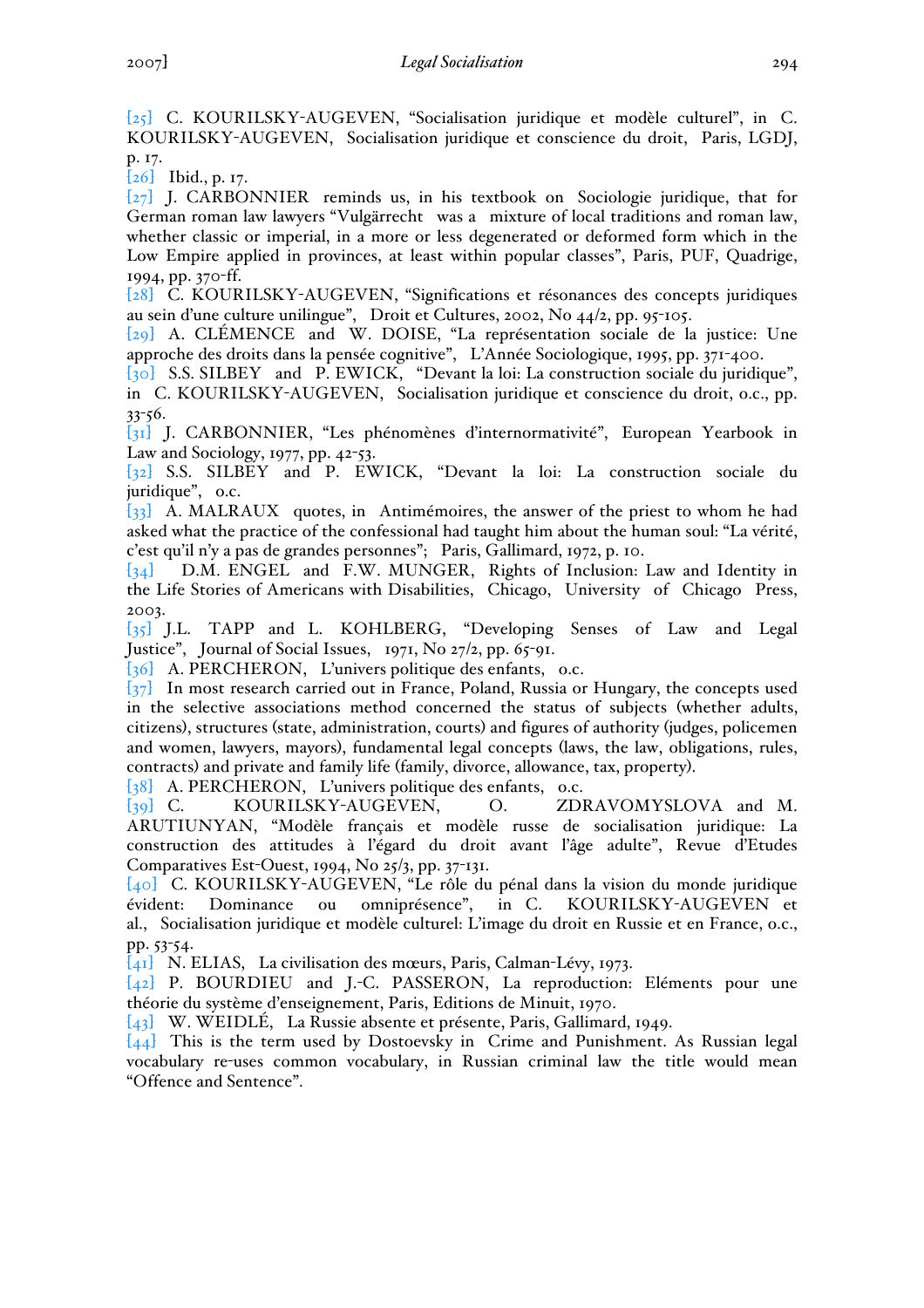[25] C. KOURILSKY-AUGEVEN, "Socialisation juridique et modèle culturel", in C. KOURILSKY-AUGEVEN, *Socialisation juridique et conscience du droit*, Paris, LGDJ, p. 17.

[26] Ibid., p. 17.

[27] J. CARBONNIER reminds us, in his textbook on *Sociologie juridique*, that for German roman law lawyers "*Vulgärrecht* was a mixture of local traditions and roman law, whether classic or imperial, in a more or less degenerated or deformed form which in the Low Empire applied in provinces, at least within popular classes", Paris, PUF, Quadrige, 1994, pp. 370-ff.

[28] C. KOURILSKY-AUGEVEN, "Significations et résonances des concepts juridiques au sein d'une culture unilingue", *Droit et Cultures*, 2002, No 44/2, pp. 95-105.

[29] A. CLÉMENCE and W. DOISE, "La représentation sociale de la justice: Une approche des droits dans la pensée cognitive", *L'Année Sociologique*, 1995, pp. 371-400.

[30] S.S. SILBEY and P. EWICK, "Devant la loi: La construction sociale du juridique", in C. KOURILSKY-AUGEVEN, *Socialisation juridique et conscience du droit*, o.c., pp. 33-56.

[31] J. CARBONNIER, "Les phénomènes d'internormativité", *European Yearbook in Law and Sociology*, 1977, pp. 42-53.

[32] S.S. SILBEY and P. EWICK, "Devant la loi: La construction sociale du juridique", o.c.

[33] A. MALRAUX quotes, in *Antimémoires*, the answer of the priest to whom he had asked what the practice of the confessional had taught him about the human soul: "La vérité, c'est qu'il n'y a pas de grandes personnes"; Paris, Gallimard, 1972, p. 10.

[34] D.M. ENGEL and F.W. MUNGER, *Rights of Inclusion: Law and Identity in the Life Stories of Americans with Disabilities*, Chicago, University of Chicago Press, 2003.

[35] J.L. TAPP and L. KOHLBERG, "Developing Senses of Law and Legal Justice", *Journal of Social Issues*, 1971, No 27/2, pp. 65-91.

[36] A. PERCHERON, *L'univers politique des enfants*, o.c.

[37] In most research carried out in France, Poland, Russia or Hungary, the concepts used in the selective associations method concerned the status of subjects (whether adults, citizens), structures (state, administration, courts) and figures of authority (judges, policemen and women, lawyers, mayors), fundamental legal concepts (laws, the law, obligations, rules, contracts) and private and family life (family, divorce, allowance, tax, property).

[38] A. PERCHERON, *L'univers politique des enfants*, o.c.

[39] C. KOURILSKY-AUGEVEN, O. ZDRAVOMYSLOVA and M. ARUTIUNYAN, "Modèle français et modèle russe de socialisation juridique: La construction des attitudes à l'égard du droit avant l'âge adulte", *Revue d'Etudes Comparatives Est-Ouest*, 1994, No 25/3, pp. 37-131.

[40] C. KOURILSKY-AUGEVEN, "Le rôle du pénal dans la vision du monde juridique évident: Dominance ou omniprésence", in C. KOURILSKY-AUGEVEN et al., *Socialisation juridique et modèle culturel: L'image du droit en Russie et en France*, o.c., pp. 53-54.

[41] N. ELIAS, *La civilisation des mœurs*, Paris, Calman-Lévy, 1973.

[42] P. BOURDIEU and J.-C. PASSERON, *La reproduction: Eléments pour une théorie du système d'enseignement*, Paris, Editions de Minuit, 1970.

[43] W. WEIDLÉ, *La Russie absente et présente*, Paris, Gallimard, 1949.

[44] This is the term used by Dostoevsky in *Crime and Punishment*. As Russian legal vocabulary re-uses common vocabulary, in Russian criminal law the title would mean "Offence and Sentence".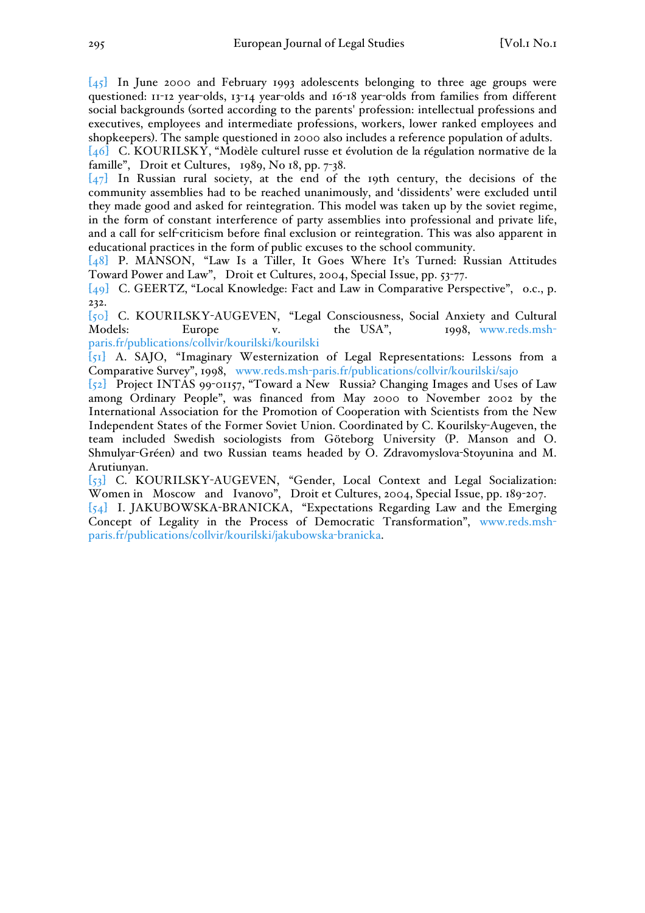[45] In June 2000 and February 1993 adolescents belonging to three age groups were questioned: 11-12 year-olds, 13-14 year-olds and 16-18 year-olds from families from different social backgrounds (sorted according to the parents' profession: intellectual professions and executives, employees and intermediate professions, workers, lower ranked employees and shopkeepers). The sample questioned in 2000 also includes a reference population of adults.
[46] C. KOURILSKY, "Modèle culturel russe et évolution de la régulation normative de la famille", Droit et Cultures, 1989, No 18, pp. 7-38.
[47] In Russian rural society, at the end of the 19th century, the decisions of the community assemblies had to be reached unanimously, and 'dissidents' were excluded until they made good and asked for reintegration. This model was taken up by the soviet regime, in the form of constant interference of party assemblies into professional and private life, and a call for self-criticism before final exclusion or reintegration. This was also apparent in educational practices in the form of public excuses to the school community.
[48] P. MANSON, "Law Is a Tiller, It Goes Where It's Turned: Russian Attitudes Toward Power and Law", Droit et Cultures, 2004, Special Issue, pp. 53-77.
[49] C. GEERTZ, "Local Knowledge: Fact and Law in Comparative Perspective", o.c., p. 232.
[50] C. KOURILSKY-AUGEVEN, "Legal Consciousness, Social Anxiety and Cultural Models: Europe v. the USA", 1998, www.reds.msh-paris.fr/publications/collvir/kourilski/kourilski
[51] A. SAJO, "Imaginary Westernization of Legal Representations: Lessons from a Comparative Survey", 1998, www.reds.msh-paris.fr/publications/collvir/kourilski/sajo
[52] Project INTAS 99-01157, "Toward a New Russia? Changing Images and Uses of Law among Ordinary People", was financed from May 2000 to November 2002 by the International Association for the Promotion of Cooperation with Scientists from the New Independent States of the Former Soviet Union. Coordinated by C. Kourilsky-Augeven, the team included Swedish sociologists from Göteborg University (P. Manson and O. Shmulyar-Gréen) and two Russian teams headed by O. Zdravomyslova-Stoyunina and M. Arutiunyan.
[53] C. KOURILSKY-AUGEVEN, "Gender, Local Context and Legal Socialization: Women in Moscow and Ivanovo", Droit et Cultures, 2004, Special Issue, pp. 189-207.
[54] I. JAKUBOWSKA-BRANICKA, "Expectations Regarding Law and the Emerging Concept of Legality in the Process of Democratic Transformation", www.reds.msh-paris.fr/publications/collvir/kourilski/jakubowska-branicka.